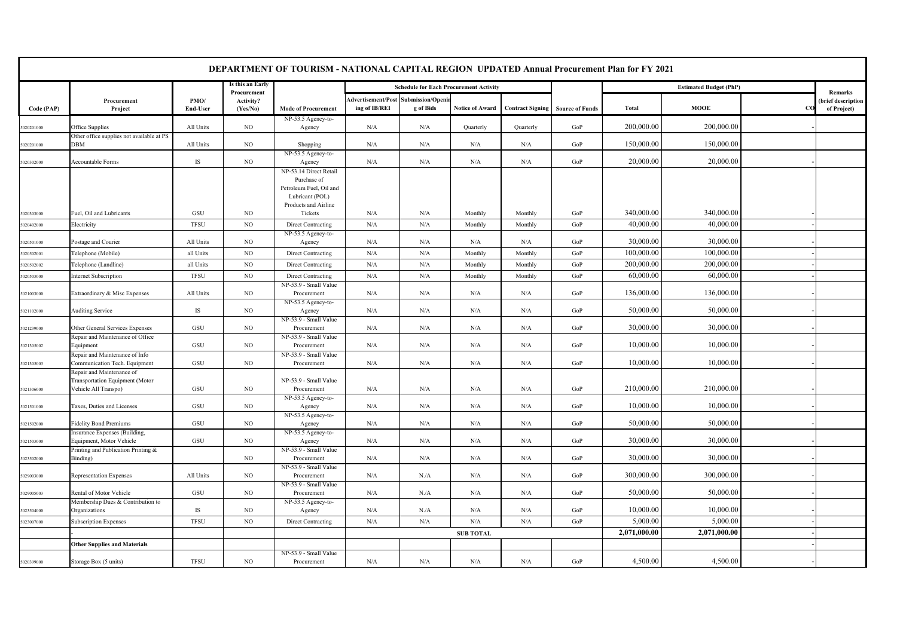# DEPARTMENT OF TOURISM - NATIONAL CAPITAL REGION UPDATED Annual Procurement Plan for FY 2021

| Code (PAP) | Procurement Project | PMO/ End-User | Is this an Early Procurement Activity? (Yes/No) | Mode of Procurement | Schedule for Each Procurement Activity | | | | Source of Funds | Estimated Budget (PhP) | | | Remarks (brief description of Project) |
|---|---|---|---|---|---|---|---|---|---|---|---|---|---|
| | | | | | Advertisement/Posting of IB/REI | Submission/Opening of Bids | Notice of Award | Contract Signing | | Total | MOOE | CO | |
| 5020201000 | Office Supplies | All Units | NO | NP-53.5 Agency-to-Agency | N/A | N/A | Quarterly | Quarterly | GoP | 200,000.00 | 200,000.00 | - | |
| 5020201000 | Other office supplies not available at PS DBM | All Units | NO | Shopping | N/A | N/A | N/A | N/A | GoP | 150,000.00 | 150,000.00 | | |
| 5020302000 | Accountable Forms | IS | NO | NP-53.5 Agency-to-Agency | N/A | N/A | N/A | N/A | GoP | 20,000.00 | 20,000.00 | - | |
| 5020303000 | Fuel, Oil and Lubricants | GSU | NO | NP-53.14 Direct Retail Purchase of Petroleum Fuel, Oil and Lubricant (POL) Products and Airline Tickets | N/A | N/A | Monthly | Monthly | GoP | 340,000.00 | 340,000.00 | - | |
| 5020402000 | Electricity | TFSU | NO | Direct Contracting | N/A | N/A | Monthly | Monthly | GoP | 40,000.00 | 40,000.00 | - | |
| 5020501000 | Postage and Courier | All Units | NO | NP-53.5 Agency-to-Agency | N/A | N/A | N/A | N/A | GoP | 30,000.00 | 30,000.00 | - | |
| 5020502001 | Telephone (Mobile) | all Units | NO | Direct Contracting | N/A | N/A | Monthly | Monthly | GoP | 100,000.00 | 100,000.00 | - | |
| 5020502002 | Telephone (Landline) | all Units | NO | Direct Contracting | N/A | N/A | Monthly | Monthly | GoP | 200,000.00 | 200,000.00 | - | |
| 5020503000 | Internet Subscription | TFSU | NO | Direct Contracting | N/A | N/A | Monthly | Monthly | GoP | 60,000.00 | 60,000.00 | - | |
| 5021003000 | Extraordinary & Misc Expenses | All Units | NO | NP-53.9 - Small Value Procurement | N/A | N/A | N/A | N/A | GoP | 136,000.00 | 136,000.00 | - | |
| 5021102000 | Auditing Service | IS | NO | NP-53.5 Agency-to-Agency | N/A | N/A | N/A | N/A | GoP | 50,000.00 | 50,000.00 | - | |
| 5021239000 | Other General Services Expenses | GSU | NO | NP-53.9 - Small Value Procurement | N/A | N/A | N/A | N/A | GoP | 30,000.00 | 30,000.00 | - | |
| 5021305002 | Repair and Maintenance of Office Equipment | GSU | NO | NP-53.9 - Small Value Procurement | N/A | N/A | N/A | N/A | GoP | 10,000.00 | 10,000.00 | - | |
| 5021305003 | Repair and Maintenance of Info Communication Tech. Equipment | GSU | NO | NP-53.9 - Small Value Procurement | N/A | N/A | N/A | N/A | GoP | 10,000.00 | 10,000.00 | - | |
| 5021306000 | Repair and Maintenance of Transportation Equipment (Motor Vehicle All Transpo) | GSU | NO | NP-53.9 - Small Value Procurement | N/A | N/A | N/A | N/A | GoP | 210,000.00 | 210,000.00 | - | |
| 5021501000 | Taxes, Duties and Licenses | GSU | NO | NP-53.5 Agency-to-Agency | N/A | N/A | N/A | N/A | GoP | 10,000.00 | 10,000.00 | - | |
| 5021502000 | Fidelity Bond Premiums | GSU | NO | NP-53.5 Agency-to-Agency | N/A | N/A | N/A | N/A | GoP | 50,000.00 | 50,000.00 | - | |
| 5021503000 | Insurance Expenses (Building, Equipment, Motor Vehicle | GSU | NO | NP-53.5 Agency-to-Agency | N/A | N/A | N/A | N/A | GoP | 30,000.00 | 30,000.00 | - | |
| 5023502000 | Printing and Publication Printing & Binding) | | NO | NP-53.9 - Small Value Procurement | N/A | N/A | N/A | N/A | GoP | 30,000.00 | 30,000.00 | - | |
| 5029003000 | Representation Expenses | All Units | NO | NP-53.9 - Small Value Procurement | N/A | N./A | N/A | N/A | GoP | 300,000.00 | 300,000.00 | - | |
| 5029005003 | Rental of Motor Vehicle | GSU | NO | NP-53.9 - Small Value Procurement | N/A | N./A | N/A | N/A | GoP | 50,000.00 | 50,000.00 | - | |
| 5023504000 | Membership Dues & Contribution to Organizations | IS | NO | NP-53.5 Agency-to-Agency | N/A | N./A | N/A | N/A | GoP | 10,000.00 | 10,000.00 | - | |
| 5023007000 | Subscription Expenses | TFSU | NO | Direct Contracting | N/A | N/A | N/A | N/A | GoP | 5,000.00 | 5,000.00 | - | |
| | - | | | | | | **SUB TOTAL** | | | **2,071,000.00** | **2,071,000.00** | - | |
| | **Other Supplies and Materials** | | | | | | | | | | | - | |
| 5020399000 | Storage Box (5 units) | TFSU | NO | NP-53.9 - Small Value Procurement | N/A | N/A | N/A | N/A | GoP | 4,500.00 | 4,500.00 | - | |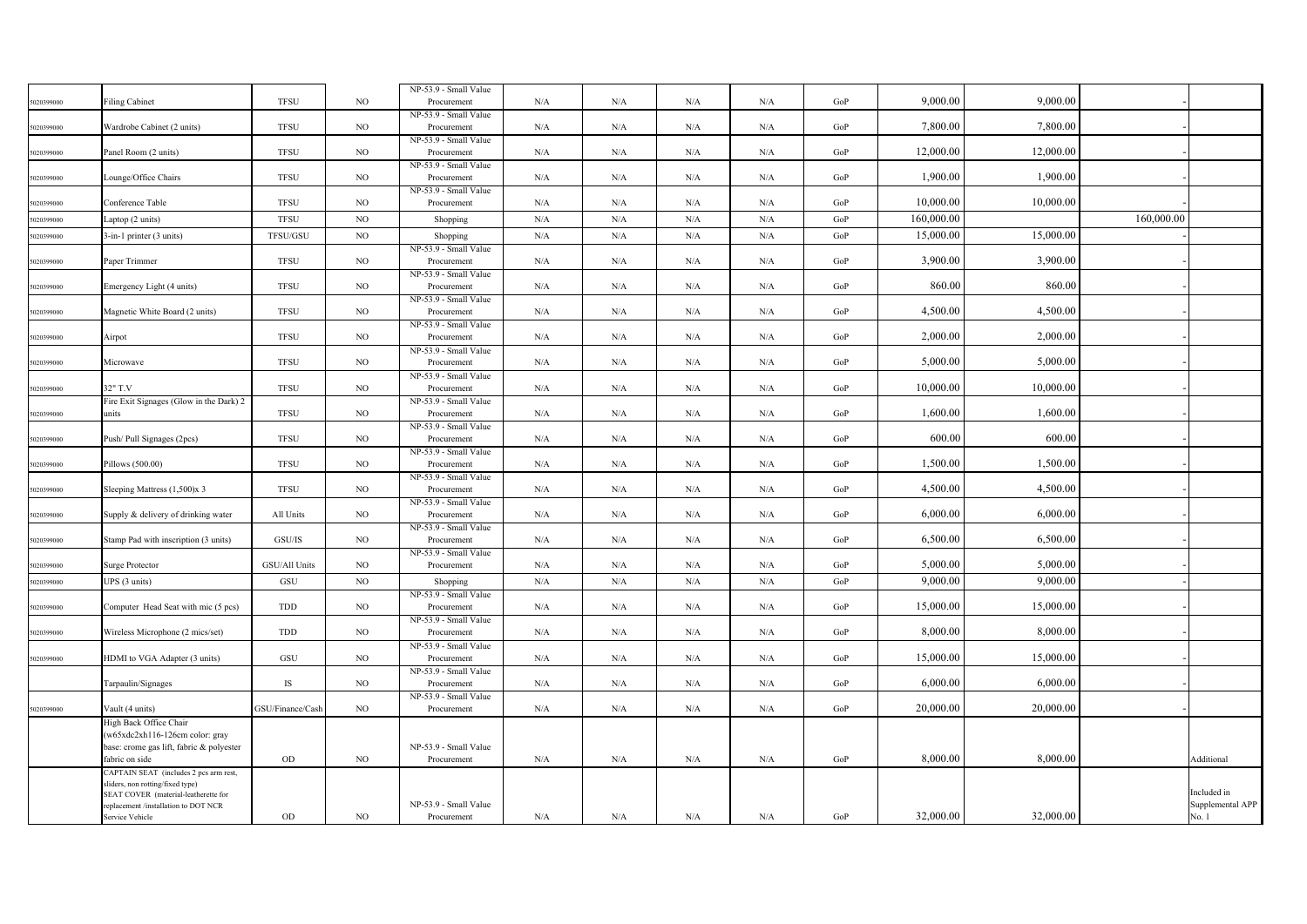| | | | | | | | | | | | | | |
|---|---|---|---|---|---|---|---|---|---|---|---|---|---|
| 5020399000 | Filing Cabinet | TFSU | NO | NP-53.9 - Small Value Procurement | N/A | N/A | N/A | N/A | GoP | 9,000.00 | 9,000.00 | - | |
| 5020399000 | Wardrobe Cabinet (2 units) | TFSU | NO | NP-53.9 - Small Value Procurement | N/A | N/A | N/A | N/A | GoP | 7,800.00 | 7,800.00 | - | |
| 5020399000 | Panel Room (2 units) | TFSU | NO | NP-53.9 - Small Value Procurement | N/A | N/A | N/A | N/A | GoP | 12,000.00 | 12,000.00 | - | |
| 5020399000 | Lounge/Office Chairs | TFSU | NO | NP-53.9 - Small Value Procurement | N/A | N/A | N/A | N/A | GoP | 1,900.00 | 1,900.00 | - | |
| 5020399000 | Conference Table | TFSU | NO | NP-53.9 - Small Value Procurement | N/A | N/A | N/A | N/A | GoP | 10,000.00 | 10,000.00 | - | |
| 5020399000 | Laptop (2 units) | TFSU | NO | Shopping | N/A | N/A | N/A | N/A | GoP | 160,000.00 | | 160,000.00 | |
| 5020399000 | 3-in-1 printer (3 units) | TFSU/GSU | NO | Shopping | N/A | N/A | N/A | N/A | GoP | 15,000.00 | 15,000.00 | - | |
| 5020399000 | Paper Trimmer | TFSU | NO | NP-53.9 - Small Value Procurement | N/A | N/A | N/A | N/A | GoP | 3,900.00 | 3,900.00 | - | |
| 5020399000 | Emergency Light (4 units) | TFSU | NO | NP-53.9 - Small Value Procurement | N/A | N/A | N/A | N/A | GoP | 860.00 | 860.00 | - | |
| 5020399000 | Magnetic White Board (2 units) | TFSU | NO | NP-53.9 - Small Value Procurement | N/A | N/A | N/A | N/A | GoP | 4,500.00 | 4,500.00 | - | |
| 5020399000 | Airpot | TFSU | NO | NP-53.9 - Small Value Procurement | N/A | N/A | N/A | N/A | GoP | 2,000.00 | 2,000.00 | - | |
| 5020399000 | Microwave | TFSU | NO | NP-53.9 - Small Value Procurement | N/A | N/A | N/A | N/A | GoP | 5,000.00 | 5,000.00 | - | |
| 5020399000 | 32" T.V | TFSU | NO | NP-53.9 - Small Value Procurement | N/A | N/A | N/A | N/A | GoP | 10,000.00 | 10,000.00 | - | |
| 5020399000 | Fire Exit Signages (Glow in the Dark) 2 units | TFSU | NO | NP-53.9 - Small Value Procurement | N/A | N/A | N/A | N/A | GoP | 1,600.00 | 1,600.00 | - | |
| 5020399000 | Push/ Pull Signages (2pcs) | TFSU | NO | NP-53.9 - Small Value Procurement | N/A | N/A | N/A | N/A | GoP | 600.00 | 600.00 | - | |
| 5020399000 | Pillows (500.00) | TFSU | NO | NP-53.9 - Small Value Procurement | N/A | N/A | N/A | N/A | GoP | 1,500.00 | 1,500.00 | - | |
| 5020399000 | Sleeping Mattress (1,500)x 3 | TFSU | NO | NP-53.9 - Small Value Procurement | N/A | N/A | N/A | N/A | GoP | 4,500.00 | 4,500.00 | - | |
| 5020399000 | Supply & delivery of drinking water | All Units | NO | NP-53.9 - Small Value Procurement | N/A | N/A | N/A | N/A | GoP | 6,000.00 | 6,000.00 | - | |
| 5020399000 | Stamp Pad with inscription (3 units) | GSU/IS | NO | NP-53.9 - Small Value Procurement | N/A | N/A | N/A | N/A | GoP | 6,500.00 | 6,500.00 | - | |
| 5020399000 | Surge Protector | GSU/All Units | NO | NP-53.9 - Small Value Procurement | N/A | N/A | N/A | N/A | GoP | 5,000.00 | 5,000.00 | - | |
| 5020399000 | UPS (3 units) | GSU | NO | Shopping | N/A | N/A | N/A | N/A | GoP | 9,000.00 | 9,000.00 | - | |
| 5020399000 | Computer Head Seat with mic (5 pcs) | TDD | NO | NP-53.9 - Small Value Procurement | N/A | N/A | N/A | N/A | GoP | 15,000.00 | 15,000.00 | - | |
| 5020399000 | Wireless Microphone (2 mics/set) | TDD | NO | NP-53.9 - Small Value Procurement | N/A | N/A | N/A | N/A | GoP | 8,000.00 | 8,000.00 | - | |
| 5020399000 | HDMI to VGA Adapter (3 units) | GSU | NO | NP-53.9 - Small Value Procurement | N/A | N/A | N/A | N/A | GoP | 15,000.00 | 15,000.00 | - | |
| | Tarpaulin/Signages | IS | NO | NP-53.9 - Small Value Procurement | N/A | N/A | N/A | N/A | GoP | 6,000.00 | 6,000.00 | - | |
| 5020399000 | Vault (4 units) | GSU/Finance/Cash | NO | NP-53.9 - Small Value Procurement | N/A | N/A | N/A | N/A | GoP | 20,000.00 | 20,000.00 | - | |
| | High Back Office Chair (w65xdc2xh116-126cm color: gray base: crome gas lift, fabric & polyester fabric on side | OD | NO | NP-53.9 - Small Value Procurement | N/A | N/A | N/A | N/A | GoP | 8,000.00 | 8,000.00 | | Additional |
| | CAPTAIN SEAT (includes 2 pcs arm rest, sliders, non rotting/fixed type) SEAT COVER (material-leatherette for replacement /installation to DOT NCR Service Vehicle | OD | NO | NP-53.9 - Small Value Procurement | N/A | N/A | N/A | N/A | GoP | 32,000.00 | 32,000.00 | | Included in Supplemental APP No. 1 |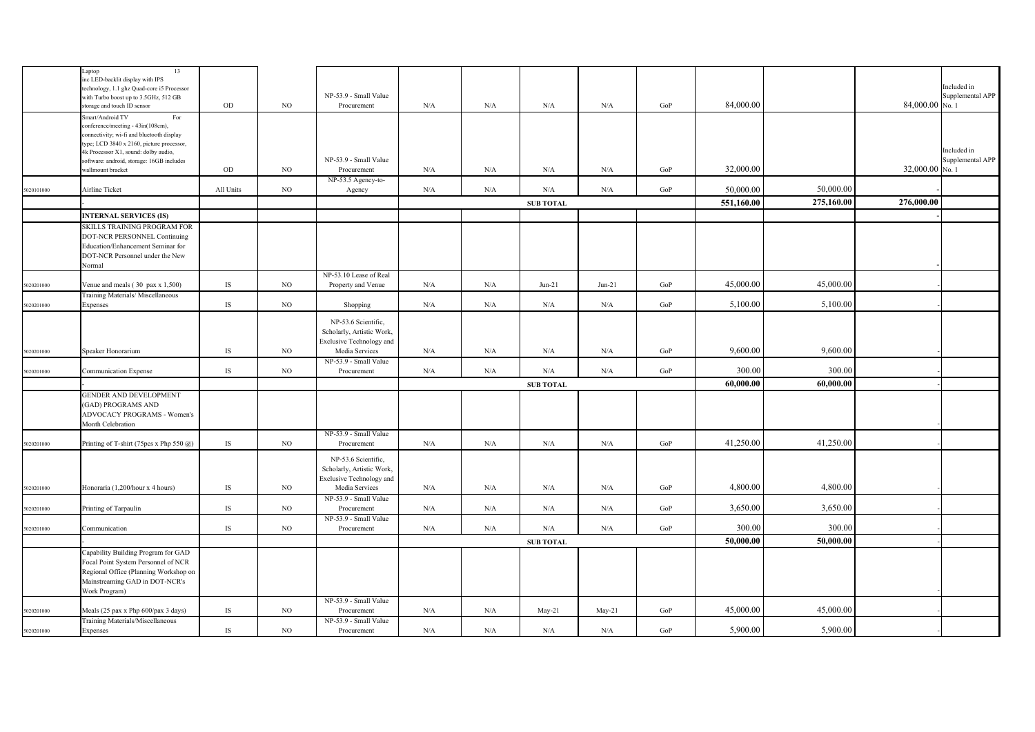| | | | | | | | | | | | | | |
|---|---|---|---|---|---|---|---|---|---|---|---|---|---|
| | Laptop 13 inc LED-backlit display with IPS technology, 1.1 ghz Quad-core i5 Processor with Turbo boost up to 3.5GHz, 512 GB storage and touch ID sensor | OD | NO | NP-53.9 - Small Value Procurement | N/A | N/A | N/A | N/A | GoP | 84,000.00 | | 84,000.00 | Included in Supplemental APP No. 1 |
| | Smart/Android TV For conference/meeting - 43in(108cm), connectivity; wi-fi and bluetooth display type; LCD 3840 x 2160, picture processor, 4k Processor X1, sound: dolby audio, software: android, storage: 16GB includes wallmount bracket | OD | NO | NP-53.9 - Small Value Procurement | N/A | N/A | N/A | N/A | GoP | 32,000.00 | | 32,000.00 | Included in Supplemental APP No. 1 |
| 5020101000 | Airline Ticket | All Units | NO | NP-53.5 Agency-to-Agency | N/A | N/A | N/A | N/A | GoP | 50,000.00 | 50,000.00 | - | |
| | - | | | | | | SUB TOTAL | | | 551,160.00 | 275,160.00 | 276,000.00 | |
| | **INTERNAL SERVICES (IS)** | | | | | | | | | | | - | |
| | SKILLS TRAINING PROGRAM FOR DOT-NCR PERSONNEL Continuing Education/Enhancement Seminar for DOT-NCR Personnel under the New Normal | | | | | | | | | | | - | |
| 5020201000 | Venue and meals ( 30 pax x 1,500) | IS | NO | NP-53.10 Lease of Real Property and Venue | N/A | N/A | Jun-21 | Jun-21 | GoP | 45,000.00 | 45,000.00 | - | |
| 5020201000 | Training Materials/ Miscellaneous Expenses | IS | NO | Shopping | N/A | N/A | N/A | N/A | GoP | 5,100.00 | 5,100.00 | - | |
| 5020201000 | Speaker Honorarium | IS | NO | NP-53.6 Scientific, Scholarly, Artistic Work, Exclusive Technology and Media Services | N/A | N/A | N/A | N/A | GoP | 9,600.00 | 9,600.00 | - | |
| 5020201000 | Communication Expense | IS | NO | NP-53.9 - Small Value Procurement | N/A | N/A | N/A | N/A | GoP | 300.00 | 300.00 | - | |
| | - | | | | | | SUB TOTAL | | | 60,000.00 | 60,000.00 | - | |
| | GENDER AND DEVELOPMENT (GAD) PROGRAMS AND ADVOCACY PROGRAMS - Women's Month Celebration | | | | | | | | | | | - | |
| 5020201000 | Printing of T-shirt (75pcs x Php 550 @) | IS | NO | NP-53.9 - Small Value Procurement | N/A | N/A | N/A | N/A | GoP | 41,250.00 | 41,250.00 | - | |
| 5020201000 | Honoraria (1,200/hour x 4 hours) | IS | NO | NP-53.6 Scientific, Scholarly, Artistic Work, Exclusive Technology and Media Services | N/A | N/A | N/A | N/A | GoP | 4,800.00 | 4,800.00 | - | |
| 5020201000 | Printing of Tarpaulin | IS | NO | NP-53.9 - Small Value Procurement | N/A | N/A | N/A | N/A | GoP | 3,650.00 | 3,650.00 | - | |
| 5020201000 | Communication | IS | NO | NP-53.9 - Small Value Procurement | N/A | N/A | N/A | N/A | GoP | 300.00 | 300.00 | - | |
| | - | | | | | | SUB TOTAL | | | 50,000.00 | 50,000.00 | - | |
| | Capability Building Program for GAD Focal Point System Personnel of NCR Regional Office (Planning Workshop on Mainstreaming GAD in DOT-NCR's Work Program) | | | | | | | | | | | - | |
| 5020201000 | Meals (25 pax x Php 600/pax 3 days) | IS | NO | NP-53.9 - Small Value Procurement | N/A | N/A | May-21 | May-21 | GoP | 45,000.00 | 45,000.00 | - | |
| 5020201000 | Training Materials/Miscellaneous Expenses | IS | NO | NP-53.9 - Small Value Procurement | N/A | N/A | N/A | N/A | GoP | 5,900.00 | 5,900.00 | - | |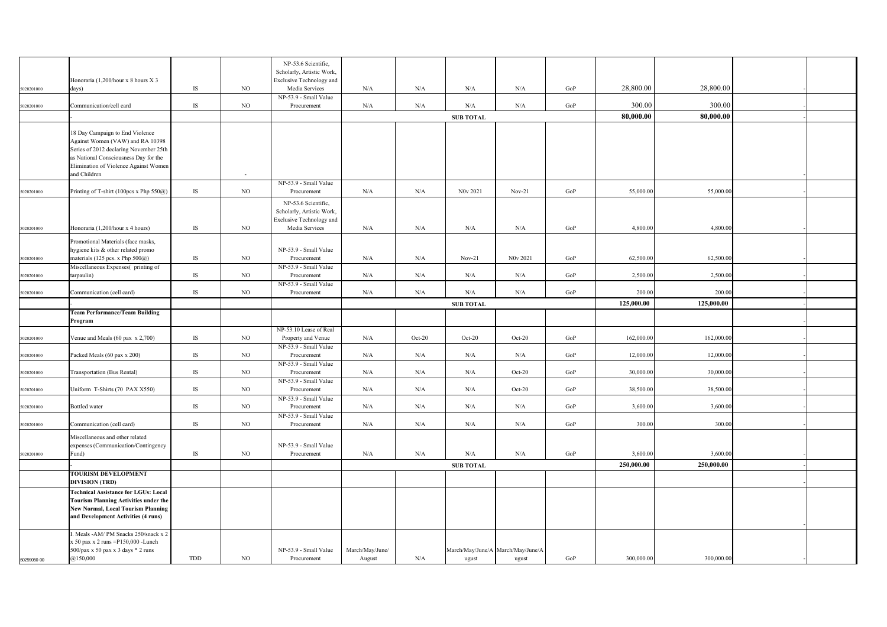| | | | | | | | | | | | | | |
|---|---|---|---|---|---|---|---|---|---|---|---|---|---|
| 5020201000 | Honoraria (1,200/hour x 8 hours X 3 days) | IS | NO | NP-53.6 Scientific, Scholarly, Artistic Work, Exclusive Technology and Media Services | N/A | N/A | N/A | N/A | GoP | 28,800.00 | 28,800.00 | - | |
| 5020201000 | Communication/cell card | IS | NO | NP-53.9 - Small Value Procurement | N/A | N/A | N/A | N/A | GoP | 300.00 | 300.00 | - | |
| | - | | | | | | **SUB TOTAL** | | | **80,000.00** | **80,000.00** | - | |
| | 18 Day Campaign to End Violence Against Women (VAW) and RA 10398 Series of 2012 declaring November 25th as National Consciousness Day for the Elimination of Violence Against Women and Children | - | | | | | | | | | | - | |
| 5020201000 | Printing of T-shirt (100pcs x Php 550@) | IS | NO | NP-53.9 - Small Value Procurement | N/A | N/A | N0v 2021 | Nov-21 | GoP | 55,000.00 | 55,000.00 | - | |
| 5020201000 | Honoraria (1,200/hour x 4 hours) | IS | NO | NP-53.6 Scientific, Scholarly, Artistic Work, Exclusive Technology and Media Services | N/A | N/A | N/A | N/A | GoP | 4,800.00 | 4,800.00 | - | |
| 5020201000 | Promotional Materials (face masks, hygiene kits & other related promo materials (125 pcs. x Php 500@) | IS | NO | NP-53.9 - Small Value Procurement | N/A | N/A | Nov-21 | N0v 2021 | GoP | 62,500.00 | 62,500.00 | - | |
| 5020201000 | Miscellaneous Expenses( printing of tarpaulin) | IS | NO | NP-53.9 - Small Value Procurement | N/A | N/A | N/A | N/A | GoP | 2,500.00 | 2,500.00 | - | |
| 5020201000 | Communication (cell card) | IS | NO | NP-53.9 - Small Value Procurement | N/A | N/A | N/A | N/A | GoP | 200.00 | 200.00 | - | |
| | - | | | | | | **SUB TOTAL** | | | **125,000.00** | **125,000.00** | - | |
| | **Team Performance/Team Building Program** | | | | | | | | | | | - | |
| 5020201000 | Venue and Meals (60 pax x 2,700) | IS | NO | NP-53.10 Lease of Real Property and Venue | N/A | Oct-20 | Oct-20 | Oct-20 | GoP | 162,000.00 | 162,000.00 | - | |
| 5020201000 | Packed Meals (60 pax x 200) | IS | NO | NP-53.9 - Small Value Procurement | N/A | N/A | N/A | N/A | GoP | 12,000.00 | 12,000.00 | - | |
| 5020201000 | Transportation (Bus Rental) | IS | NO | NP-53.9 - Small Value Procurement | N/A | N/A | N/A | Oct-20 | GoP | 30,000.00 | 30,000.00 | - | |
| 5020201000 | Uniform T-Shirts (70 PAX X550) | IS | NO | NP-53.9 - Small Value Procurement | N/A | N/A | N/A | Oct-20 | GoP | 38,500.00 | 38,500.00 | - | |
| 5020201000 | Bottled water | IS | NO | NP-53.9 - Small Value Procurement | N/A | N/A | N/A | N/A | GoP | 3,600.00 | 3,600.00 | - | |
| 5020201000 | Communication (cell card) | IS | NO | NP-53.9 - Small Value Procurement | N/A | N/A | N/A | N/A | GoP | 300.00 | 300.00 | - | |
| 5020201000 | Miscellaneous and other related expenses (Communication/Contingency Fund) | IS | NO | NP-53.9 - Small Value Procurement | N/A | N/A | N/A | N/A | GoP | 3,600.00 | 3,600.00 | - | |
| | - | | | | | | **SUB TOTAL** | | | **250,000.00** | **250,000.00** | - | |
| | **TOURISM DEVELOPMENT DIVISION (TRD)** | | | | | | | | | | | - | |
| | **Technical Assistance for LGUs: Local Tourism Planning Activities under the New Normal, Local Tourism Planning and Development Activities (4 runs)** | | | | | | | | | | | - | |
| 50299050 00 | 1. Meals -AM/ PM Snacks 250/snack x 2 x 50 pax x 2 runs =P150,000 -Lunch 500/pax x 50 pax x 3 days * 2 runs @150,000 | TDD | NO | NP-53.9 - Small Value Procurement | March/May/June/ August | N/A | March/May/June/A ugust | March/May/June/A ugust | GoP | 300,000.00 | 300,000.00 | - | |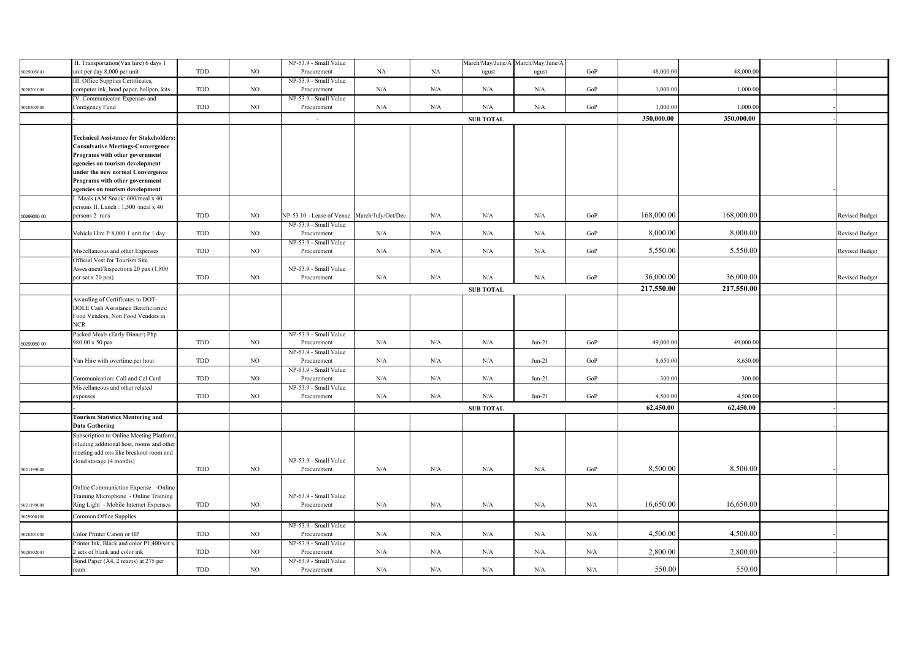| | | | | | | | | | | | | | |
|---|---|---|---|---|---|---|---|---|---|---|---|---|---|
| 5029005003 | II. Transportation(Van hire) 6 days 1 unit per day 8,000 per unit | TDD | NO | NP-53.9 - Small Value Procurement | NA | NA | March/May/June/August | March/May/June/August | GoP | 48,000.00 | 48,000.00 | | - |
| 5020201000 | III. Office Supplies Certificates, computer ink, bond paper, ballpen, kits | TDD | NO | NP-53.9 - Small Value Procurement | N/A | N/A | N/A | N/A | GoP | 1,000.00 | 1,000.00 | | - |
| 5020502000 | IV. Communicaton Expenses and Contigency Fund | TDD | NO | NP-53.9 - Small Value Procurement | N/A | N/A | N/A | N/A | GoP | 1,000.00 | 1,000.00 | | - |
| | - | | | - | | | **SUB TOTAL** | | | **350,000.00** | **350,000.00** | | - |
| | **Technical Assistance for Stakeholders: Consulvative Meetings-Convergence Programs with other government agencies on tourism development under the new normal Convergence Programs with other government agencies on tourism development** | | | | | | | | | | | | - |
| 50299050 00 | I. Meals (AM Snack: 600/meal x 40 persons II. Lunch : 1,500 /meal x 40 persons 2 runs | TDD | NO | NP-53.10 - Lease of Venue | March/July/Oct/Dec. | N/A | N/A | N/A | GoP | 168,000.00 | 168,000.00 | | Revised Budget |
| | Vehicle Hire P 8,000 1 unit for 1 day | TDD | NO | NP-53.9 - Small Value Procurement | N/A | N/A | N/A | N/A | GoP | 8,000.00 | 8,000.00 | | Revised Budget |
| | Miscellaneous and other Expenses | TDD | NO | NP-53.9 - Small Value Procurement | N/A | N/A | N/A | N/A | GoP | 5,550.00 | 5,550.00 | | Revised Budget |
| | Official Vest for Tourism Site Assessment/Inspections 20 pax (1,800 per set x 20 pcs) | TDD | NO | NP-53.9 - Small Value Procurement | N/A | N/A | N/A | N/A | GoP | 36,000.00 | 36,000.00 | | Revised Budget |
| | | | | | | | **SUB TOTAL** | | | **217,550.00** | **217,550.00** | | |
| | Awarding of Certificates to DOT-DOLE Cash Assistance Beneficiaries: Food Vendors, Non Food Vendors in NCR | | | | | | | | | | | | |
| 50299050 00 | Packed Meals (Early Dinner) Php 980.00 x 50 pax | TDD | NO | NP-53.9 - Small Value Procurement | N/A | N/A | N/A | Jun-21 | GoP | 49,000.00 | 49,000.00 | | |
| | Van Hire with overtime per hour | TDD | NO | NP-53.9 - Small Value Procurement | N/A | N/A | N/A | Jun-21 | GoP | 8,650.00 | 8,650.00 | | |
| | Communication: Call and Cel Card | TDD | NO | NP-53.9 - Small Value Procurement | N/A | N/A | N/A | Jun-21 | GoP | 300.00 | 300.00 | | |
| | Miscellaneous and other related expenses | TDD | NO | NP-53.9 - Small Value Procurement | N/A | N/A | N/A | Jun-21 | GoP | 4,500.00 | 4,500.00 | | |
| | - | | | | | | **SUB TOTAL** | | | **62,450.00** | **62,450.00** | | - |
| | **Tourism Statistics Mentoring and Data Gathering** | | | | | | | | | | | | - |
| 5021199000 | Subscription to Online Meeting Platform, inluding additional host, rooms and other meeting add ons like breakout room and cloud storage (4 months) | TDD | NO | NP-53.9 - Small Value Procurement | N/A | N/A | N/A | N/A | GoP | 8,500.00 | 8,500.00 | | - |
| 5021199000 | Online Communiction Expense -Online Training Microphone - Online Training Ring Light - Mobile Internet Expenses | TDD | NO | NP-53.9 - Small Value Procurement | N/A | N/A | N/A | N/A | N/A | 16,650.00 | 16,650.00 | | - |
| 5029900100 | Common Office Supplies | | | | | | | | | | | | |
| 5020201000 | Color Printer Canon or HP | TDD | NO | NP-53.9 - Small Value Procurement | N/A | N/A | N/A | N/A | N/A | 4,500.00 | 4,500.00 | | - |
| 5020502001 | Printer Ink, Black and color P1,400/set x 2 sets of blank and color ink | TDD | NO | NP-53.9 - Small Value Procurement | N/A | N/A | N/A | N/A | N/A | 2,800.00 | 2,800.00 | | - |
| | Bond Paper (A4, 2 reams) at 275 per ream | TDD | NO | NP-53.9 - Small Value Procurement | N/A | N/A | N/A | N/A | N/A | 550.00 | 550.00 | | |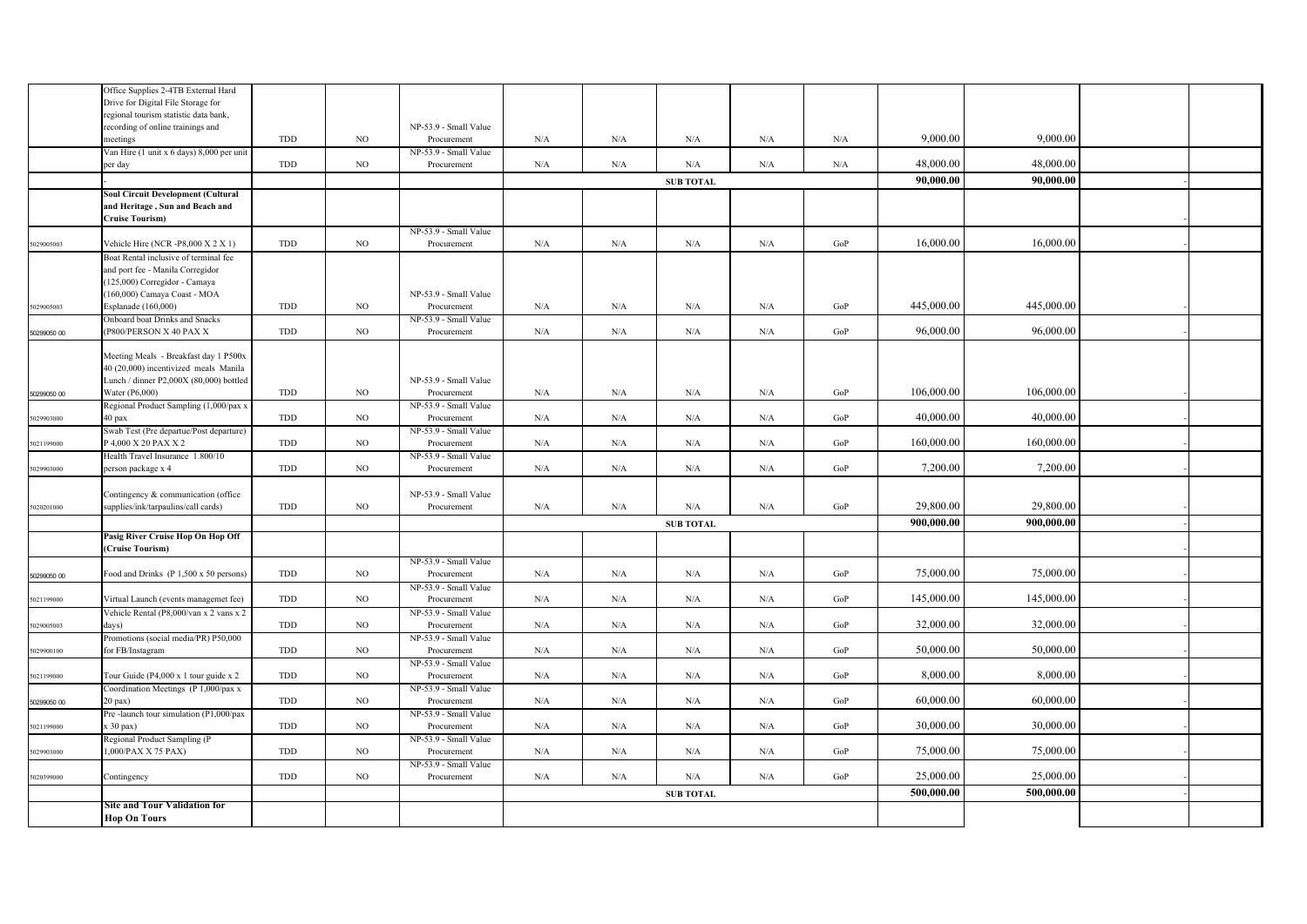| | | | | | | | | | | | | |
|---|---|---|---|---|---|---|---|---|---|---|---|---|
| | Office Supplies 2-4TB External Hard Drive for Digital File Storage for regional tourism statistic data bank, recording of online trainings and meetings | TDD | NO | NP-53.9 - Small Value Procurement | N/A | N/A | N/A | N/A | N/A | 9,000.00 | 9,000.00 | | |
| | Van Hire (1 unit x 6 days) 8,000 per unit per day | TDD | NO | NP-53.9 - Small Value Procurement | N/A | N/A | N/A | N/A | N/A | 48,000.00 | 48,000.00 | | |
| | - | | | | | | **SUB TOTAL** | | | **90,000.00** | **90,000.00** | - | |
| | **Soul Circuit Development (Cultural and Heritage , Sun and Beach and Cruise Tourism)** | | | | | | | | | | | - | |
| 5029005003 | Vehicle Hire (NCR -P8,000 X 2 X 1) | TDD | NO | NP-53.9 - Small Value Procurement | N/A | N/A | N/A | N/A | GoP | 16,000.00 | 16,000.00 | - | |
| 5029005003 | Boat Rental inclusive of terminal fee and port fee - Manila Corregidor (125,000) Corregidor - Camaya (160,000) Camaya Coast - MOA Esplanade (160,000) | TDD | NO | NP-53.9 - Small Value Procurement | N/A | N/A | N/A | N/A | GoP | 445,000.00 | 445,000.00 | - | |
| 50299050 00 | Onboard boat Drinks and Snacks (P800/PERSON X 40 PAX X | TDD | NO | NP-53.9 - Small Value Procurement | N/A | N/A | N/A | N/A | GoP | 96,000.00 | 96,000.00 | - | |
| 50299050 00 | Meeting Meals - Breakfast day 1 P500x 40 (20,000) incentivized meals Manila Lunch / dinner P2,000X (80,000) bottled Water (P6,000) | TDD | NO | NP-53.9 - Small Value Procurement | N/A | N/A | N/A | N/A | GoP | 106,000.00 | 106,000.00 | - | |
| 5029903000 | Regional Product Sampling (1,000/pax x 40 pax | TDD | NO | NP-53.9 - Small Value Procurement | N/A | N/A | N/A | N/A | GoP | 40,000.00 | 40,000.00 | - | |
| 5021199000 | Swab Test (Pre departue/Post departure) P 4,000 X 20 PAX X 2 | TDD | NO | NP-53.9 - Small Value Procurement | N/A | N/A | N/A | N/A | GoP | 160,000.00 | 160,000.00 | - | |
| 5029903000 | Health Travel Insurance 1.800/10 person package x 4 | TDD | NO | NP-53.9 - Small Value Procurement | N/A | N/A | N/A | N/A | GoP | 7,200.00 | 7,200.00 | - | |
| 5020201000 | Contingency & communication (office supplies/ink/tarpaulins/call cards) | TDD | NO | NP-53.9 - Small Value Procurement | N/A | N/A | N/A | N/A | GoP | 29,800.00 | 29,800.00 | - | |
| | | | | | | | **SUB TOTAL** | | | **900,000.00** | **900,000.00** | - | |
| | **Pasig River Cruise Hop On Hop Off (Cruise Tourism)** | | | | | | | | | | | - | |
| 50299050 00 | Food and Drinks (P 1,500 x 50 persons) | TDD | NO | NP-53.9 - Small Value Procurement | N/A | N/A | N/A | N/A | GoP | 75,000.00 | 75,000.00 | - | |
| 5021199000 | Virtual Launch (events managemet fee) | TDD | NO | NP-53.9 - Small Value Procurement | N/A | N/A | N/A | N/A | GoP | 145,000.00 | 145,000.00 | - | |
| 5029005003 | Vehicle Rental (P8,000/van x 2 vans x 2 days) | TDD | NO | NP-53.9 - Small Value Procurement | N/A | N/A | N/A | N/A | GoP | 32,000.00 | 32,000.00 | - | |
| 5029900100 | Promotions (social media/PR) P50,000 for FB/Instagram | TDD | NO | NP-53.9 - Small Value Procurement | N/A | N/A | N/A | N/A | GoP | 50,000.00 | 50,000.00 | - | |
| 5021199000 | Tour Guide (P4,000 x 1 tour guide x 2 | TDD | NO | NP-53.9 - Small Value Procurement | N/A | N/A | N/A | N/A | GoP | 8,000.00 | 8,000.00 | - | |
| 50299050 00 | Coordination Meetings (P 1,000/pax x 20 pax) | TDD | NO | NP-53.9 - Small Value Procurement | N/A | N/A | N/A | N/A | GoP | 60,000.00 | 60,000.00 | - | |
| 5021199000 | Pre -launch tour simulation (P1,000/pax x 30 pax) | TDD | NO | NP-53.9 - Small Value Procurement | N/A | N/A | N/A | N/A | GoP | 30,000.00 | 30,000.00 | - | |
| 5029903000 | Regional Product Sampling (P 1,000/PAX X 75 PAX) | TDD | NO | NP-53.9 - Small Value Procurement | N/A | N/A | N/A | N/A | GoP | 75,000.00 | 75,000.00 | - | |
| 5020399000 | Contingency | TDD | NO | NP-53.9 - Small Value Procurement | N/A | N/A | N/A | N/A | GoP | 25,000.00 | 25,000.00 | - | |
| | | | | | | | **SUB TOTAL** | | | **500,000.00** | **500,000.00** | - | |
| | **Site and Tour Validation for Hop On Tours** | | | | | | | | | | | | |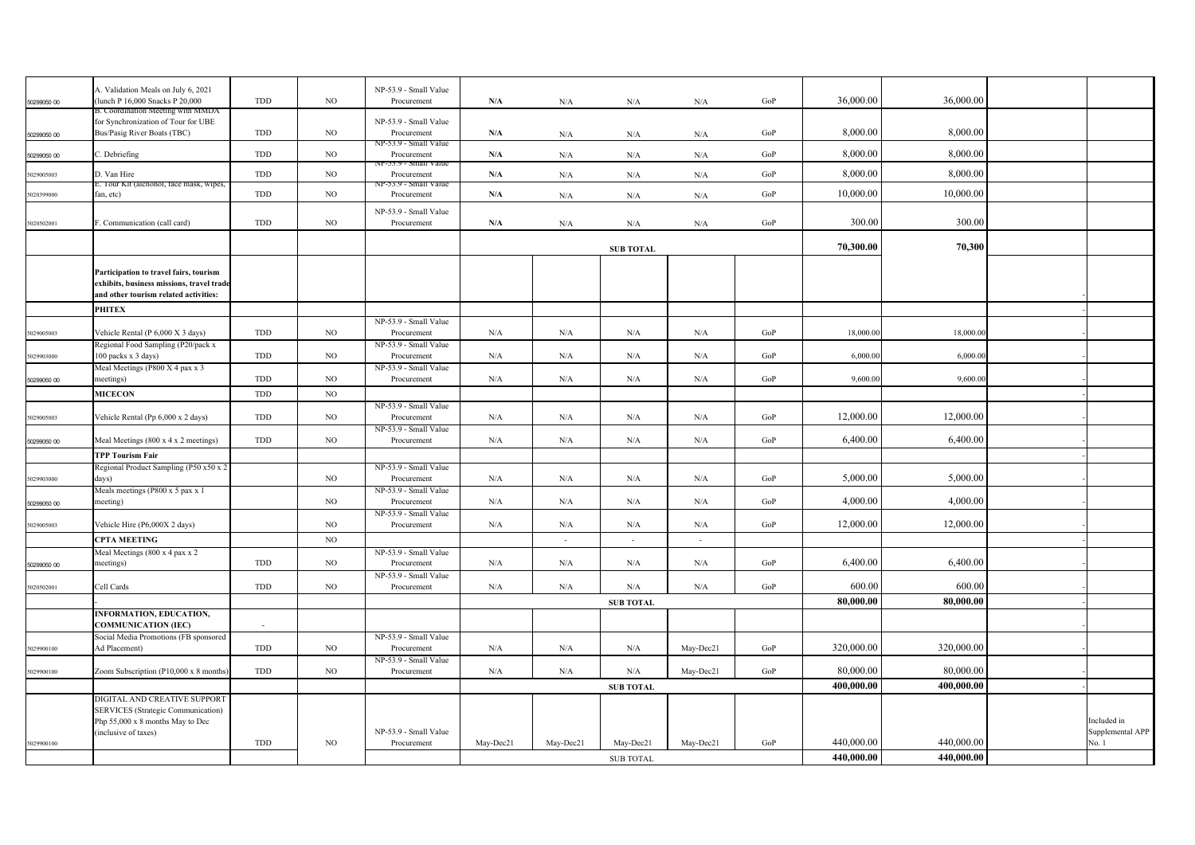| | | | | | | | | | | | | | | |
|---|---|---|---|---|---|---|---|---|---|---|---|---|---|---|
| 50299050 00 | A. Validation Meals on July 6, 2021 (lunch P 16,000 Snacks P 20,000 | TDD | NO | NP-53.9 - Small Value Procurement | N/A | N/A | N/A | N/A | GoP | 36,000.00 | 36,000.00 | | | |
| 50299050 00 | B. Coordination Meeting with MMDA for Synchronization of Tour for UBE Bus/Pasig River Boats (TBC) | TDD | NO | NP-53.9 - Small Value Procurement | N/A | N/A | N/A | N/A | GoP | 8,000.00 | 8,000.00 | | | |
| 50299050 00 | C. Debriefing | TDD | NO | NP-53.9 - Small Value Procurement | N/A | N/A | N/A | N/A | GoP | 8,000.00 | 8,000.00 | | | |
| 5029005003 | D. Van Hire | TDD | NO | NP-53.9 - Small Value Procurement | N/A | N/A | N/A | N/A | GoP | 8,000.00 | 8,000.00 | | | |
| 5020399000 | E. Tour Kit (alchohol, face mask, wipes, fan, etc) | TDD | NO | NP-53.9 - Small Value Procurement | N/A | N/A | N/A | N/A | GoP | 10,000.00 | 10,000.00 | | | |
| 5020502001 | F. Communication (call card) | TDD | NO | NP-53.9 - Small Value Procurement | N/A | N/A | N/A | N/A | GoP | 300.00 | 300.00 | | | |
| | | | | | | | SUB TOTAL | | | 70,300.00 | 70,300 | | | |
| | **Participation to travel fairs, tourism exhibits, business missions, travel trade and other tourism related activities:** | | | | | | | | | | | | - | |
| | **PHITEX** | | | | | | | | | | | | - | |
| 5029005003 | Vehicle Rental (P 6,000 X 3 days) | TDD | NO | NP-53.9 - Small Value Procurement | N/A | N/A | N/A | N/A | GoP | 18,000.00 | 18,000.00 | | - | |
| 5029903000 | Regional Food Sampling (P20/pack x 100 packs x 3 days) | TDD | NO | NP-53.9 - Small Value Procurement | N/A | N/A | N/A | N/A | GoP | 6,000.00 | 6,000.00 | | - | |
| 50299050 00 | Meal Meetings (P800 X 4 pax x 3 meetings) | TDD | NO | NP-53.9 - Small Value Procurement | N/A | N/A | N/A | N/A | GoP | 9,600.00 | 9,600.00 | | - | |
| | **MICECON** | TDD | NO | | | | | | | | | | - | |
| 5029005003 | Vehicle Rental (Pp 6,000 x 2 days) | TDD | NO | NP-53.9 - Small Value Procurement | N/A | N/A | N/A | N/A | GoP | 12,000.00 | 12,000.00 | | - | |
| 50299050 00 | Meal Meetings (800 x 4 x 2 meetings) | TDD | NO | NP-53.9 - Small Value Procurement | N/A | N/A | N/A | N/A | GoP | 6,400.00 | 6,400.00 | | - | |
| | **TPP Tourism Fair** | | | | | | | | | | | | - | |
| 5029903000 | Regional Product Sampling (P50 x50 x 2 days) | | NO | NP-53.9 - Small Value Procurement | N/A | N/A | N/A | N/A | GoP | 5,000.00 | 5,000.00 | | - | |
| 50299050 00 | Meals meetings (P800 x 5 pax x 1 meeting) | | NO | NP-53.9 - Small Value Procurement | N/A | N/A | N/A | N/A | GoP | 4,000.00 | 4,000.00 | | - | |
| 5029005003 | Vehicle Hire (P6,000X 2 days) | | NO | NP-53.9 - Small Value Procurement | N/A | N/A | N/A | N/A | GoP | 12,000.00 | 12,000.00 | | - | |
| | **CPTA MEETING** | | NO | | | - | - | - | | | | | - | |
| 50299050 00 | Meal Meetings (800 x 4 pax x 2 meetings) | TDD | NO | NP-53.9 - Small Value Procurement | N/A | N/A | N/A | N/A | GoP | 6,400.00 | 6,400.00 | | - | |
| 5020502001 | Cell Cards | TDD | NO | NP-53.9 - Small Value Procurement | N/A | N/A | N/A | N/A | GoP | 600.00 | 600.00 | | - | |
| | | | | | | | SUB TOTAL | | | 80,000.00 | 80,000.00 | | - | |
| | **INFORMATION, EDUCATION, COMMUNICATION (IEC)** | - | | | | | | | | | | | - | |
| 5029900100 | Social Media Promotions (FB sponsored Ad Placement) | TDD | NO | NP-53.9 - Small Value Procurement | N/A | N/A | N/A | May-Dec21 | GoP | 320,000.00 | 320,000.00 | | - | |
| 5029900100 | Zoom Subscription (P10,000 x 8 months) | TDD | NO | NP-53.9 - Small Value Procurement | N/A | N/A | N/A | May-Dec21 | GoP | 80,000.00 | 80,000.00 | | - | |
| | | | | | | | SUB TOTAL | | | 400,000.00 | 400,000.00 | | - | |
| 5029900100 | DIGITAL AND CREATIVE SUPPORT SERVICES (Strategic Communication) Php 55,000 x 8 months May to Dec (inclusive of taxes) | TDD | NO | NP-53.9 - Small Value Procurement | May-Dec21 | May-Dec21 | May-Dec21 | May-Dec21 | GoP | 440,000.00 | 440,000.00 | | | Included in Supplemental APP No. 1 |
| | | | | | | | SUB TOTAL | | | 440,000.00 | 440,000.00 | | | |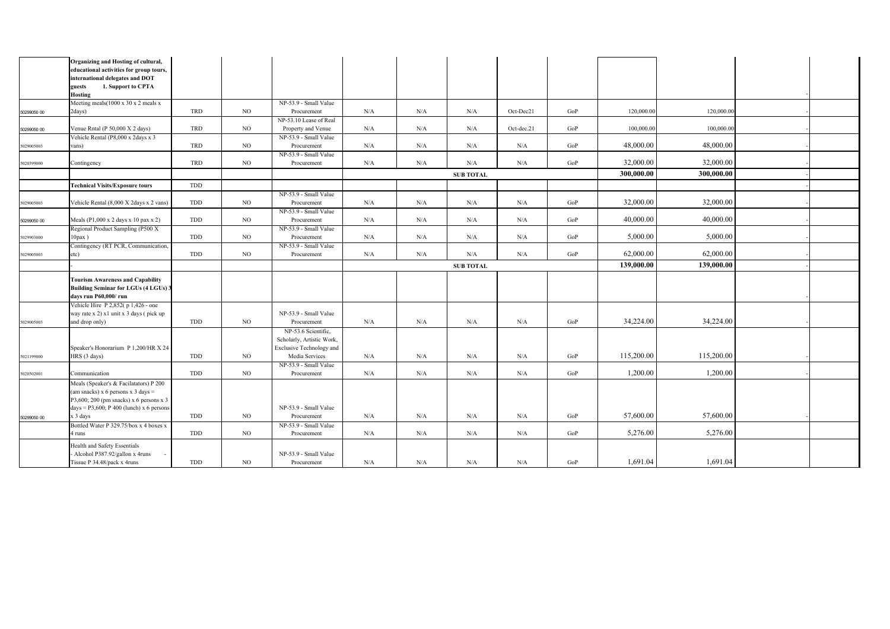| | | | | | | | | | | | | | |
|---|---|---|---|---|---|---|---|---|---|---|---|---|---|
| | **Organizing and Hosting of cultural, educational activities for group tours, international delegates and DOT guests 1. Support to CPTA Hosting** | | | | | | | | | | | - | |
| 50299050 00 | Meeting meals(1000 x 30 x 2 meals x 2days) | TRD | NO | NP-53.9 - Small Value Procurement | N/A | N/A | N/A | Oct-Dec21 | GoP | 120,000.00 | 120,000.00 | - | |
| 50299050 00 | Venue Rntal (P 50,000 X 2 days) | TRD | NO | NP-53.10 Lease of Real Property and Venue | N/A | N/A | N/A | Oct-dec.21 | GoP | 100,000.00 | 100,000.00 | - | |
| 5029005003 | Vehicle Rental (P8,000 x 2days x 3 vans) | TRD | NO | NP-53.9 - Small Value Procurement | N/A | N/A | N/A | N/A | GoP | 48,000.00 | 48,000.00 | - | |
| 5020399000 | Contingency | TRD | NO | NP-53.9 - Small Value Procurement | N/A | N/A | N/A | N/A | GoP | 32,000.00 | 32,000.00 | - | |
| | | | | | | | **SUB TOTAL** | | | **300,000.00** | **300,000.00** | - | |
| | **Technical Visits/Exposure tours** | TDD | | | | | | | | | | - | |
| 5029005003 | Vehicle Rental (8,000 X 2days x 2 vans) | TDD | NO | NP-53.9 - Small Value Procurement | N/A | N/A | N/A | N/A | GoP | 32,000.00 | 32,000.00 | - | |
| 50299050 00 | Meals (P1,000 x 2 days x 10 pax x 2) | TDD | NO | NP-53.9 - Small Value Procurement | N/A | N/A | N/A | N/A | GoP | 40,000.00 | 40,000.00 | - | |
| 5029903000 | Regional Product Sampling (P500 X 10pax ) | TDD | NO | NP-53.9 - Small Value Procurement | N/A | N/A | N/A | N/A | GoP | 5,000.00 | 5,000.00 | - | |
| 5029005003 | Contingency (RT PCR, Communication, etc) | TDD | NO | NP-53.9 - Small Value Procurement | N/A | N/A | N/A | N/A | GoP | 62,000.00 | 62,000.00 | - | |
| | - | | | | | | **SUB TOTAL** | | | **139,000.00** | **139,000.00** | - | |
| | **Tourism Awareness and Capability Building Seminar for LGUs (4 LGUs) 3 days run P60,000/ run** | | | | | | | | | | | - | |
| 5029005003 | Vehicle Hire P 2,852( p 1,426 - one way rate x 2) x1 unit x 3 days ( pick up and drop only) | TDD | NO | NP-53.9 - Small Value Procurement | N/A | N/A | N/A | N/A | GoP | 34,224.00 | 34,224.00 | - | |
| 5021199000 | Speaker's Honorarium P 1,200/HR X 24 HRS (3 days) | TDD | NO | NP-53.6 Scientific, Scholarly, Artistic Work, Exclusive Technology and Media Services | N/A | N/A | N/A | N/A | GoP | 115,200.00 | 115,200.00 | - | |
| 5020502001 | Communication | TDD | NO | NP-53.9 - Small Value Procurement | N/A | N/A | N/A | N/A | GoP | 1,200.00 | 1,200.00 | - | |
| 50299050 00 | Meals (Speaker's & Facilatators) P 200 (am snacks) x 6 persons x 3 days = P3,600; 200 (pm snacks) x 6 persons x 3 days = P3,600; P 400 (lunch) x 6 persons x 3 days | TDD | NO | NP-53.9 - Small Value Procurement | N/A | N/A | N/A | N/A | GoP | 57,600.00 | 57,600.00 | - | |
| | Bottled Water P 329.75/box x 4 boxes x 4 runs | TDD | NO | NP-53.9 - Small Value Procurement | N/A | N/A | N/A | N/A | GoP | 5,276.00 | 5,276.00 | | |
| | Health and Safety Essentials - Alcohol P387.92/gallon x 4runs - Tissue P 34.48/pack x 4runs | TDD | NO | NP-53.9 - Small Value Procurement | N/A | N/A | N/A | N/A | GoP | 1,691.04 | 1,691.04 | | |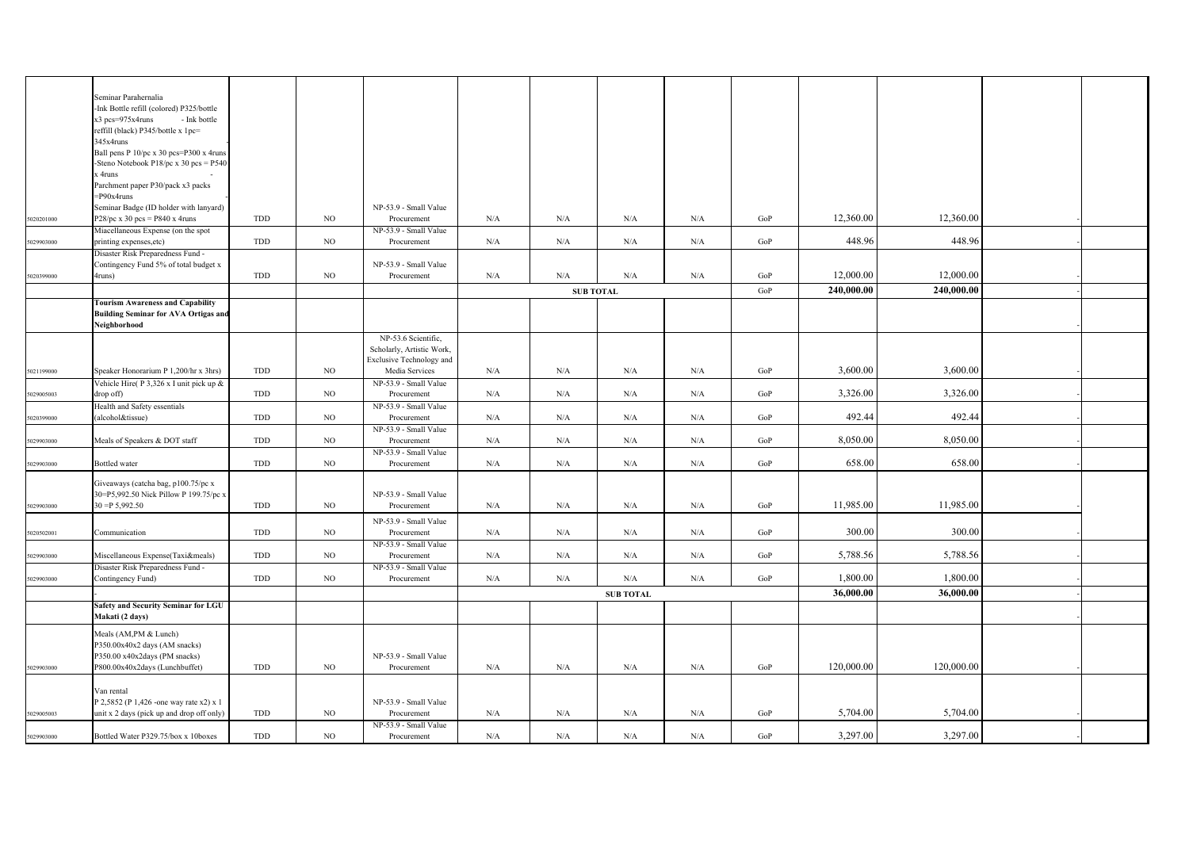| | | | | | | | | | | | | | |
|---|---|---|---|---|---|---|---|---|---|---|---|---|---|
| 5020201000 | Seminar Parahernalia -Ink Bottle refill (colored) P325/bottle x3 pcs=975x4runs - Ink bottle reffill (black) P345/bottle x 1pc= 345x4runs Ball pens P 10/pc x 30 pcs=P300 x 4runs -Steno Notebook P18/pc x 30 pcs = P540 x 4runs - Parchment paper P30/pack x3 packs =P90x4runs Seminar Badge (ID holder with lanyard) P28/pc x 30 pcs = P840 x 4runs | TDD | NO | NP-53.9 - Small Value Procurement | N/A | N/A | N/A | N/A | GoP | 12,360.00 | 12,360.00 | - | |
| 5029903000 | Miacellaneous Expense (on the spot printing expenses,etc) | TDD | NO | NP-53.9 - Small Value Procurement | N/A | N/A | N/A | N/A | GoP | 448.96 | 448.96 | - | |
| 5020399000 | Disaster Risk Preparedness Fund - Contingency Fund 5% of total budget x 4runs) | TDD | NO | NP-53.9 - Small Value Procurement | N/A | N/A | N/A | N/A | GoP | 12,000.00 | 12,000.00 | - | |
| | | | | | | | **SUB TOTAL** | | GoP | **240,000.00** | **240,000.00** | - | |
| | **Tourism Awareness and Capability Building Seminar for AVA Ortigas and Neighborhood** | | | | | | | | | | | - | |
| 5021199000 | Speaker Honorarium P 1,200/hr x 3hrs) | TDD | NO | NP-53.6 Scientific, Scholarly, Artistic Work, Exclusive Technology and Media Services | N/A | N/A | N/A | N/A | GoP | 3,600.00 | 3,600.00 | - | |
| 5029905003 | Vehicle Hire( P 3,326 x I unit pick up & drop off) | TDD | NO | NP-53.9 - Small Value Procurement | N/A | N/A | N/A | N/A | GoP | 3,326.00 | 3,326.00 | - | |
| 5020399000 | Health and Safety essentials (alcohol&tissue) | TDD | NO | NP-53.9 - Small Value Procurement | N/A | N/A | N/A | N/A | GoP | 492.44 | 492.44 | - | |
| 5029903000 | Meals of Speakers & DOT staff | TDD | NO | NP-53.9 - Small Value Procurement | N/A | N/A | N/A | N/A | GoP | 8,050.00 | 8,050.00 | - | |
| 5029903000 | Bottled water | TDD | NO | NP-53.9 - Small Value Procurement | N/A | N/A | N/A | N/A | GoP | 658.00 | 658.00 | - | |
| 5029903000 | Giveaways (catcha bag, p100.75/pc x 30=P5,992.50 Nick Pillow P 199.75/pc x 30 =P 5,992.50 | TDD | NO | NP-53.9 - Small Value Procurement | N/A | N/A | N/A | N/A | GoP | 11,985.00 | 11,985.00 | - | |
| 5020502001 | Communication | TDD | NO | NP-53.9 - Small Value Procurement | N/A | N/A | N/A | N/A | GoP | 300.00 | 300.00 | - | |
| 5029903000 | Miscellaneous Expense(Taxi&meals) | TDD | NO | NP-53.9 - Small Value Procurement | N/A | N/A | N/A | N/A | GoP | 5,788.56 | 5,788.56 | - | |
| 5029903000 | Disaster Risk Preparedness Fund - Contingency Fund) | TDD | NO | NP-53.9 - Small Value Procurement | N/A | N/A | N/A | N/A | GoP | 1,800.00 | 1,800.00 | - | |
| | - | | | | | | | **SUB TOTAL** | | **36,000.00** | **36,000.00** | - | |
| | **Safety and Security Seminar for LGU Makati (2 days)** | | | | | | | | | | | - | |
| 5029903000 | Meals (AM,PM & Lunch) P350.00x40x2 days (AM snacks) P350.00 x40x2days (PM snacks) P800.00x40x2days (Lunchbuffet) | TDD | NO | NP-53.9 - Small Value Procurement | N/A | N/A | N/A | N/A | GoP | 120,000.00 | 120,000.00 | - | |
| 5029905003 | Van rental P 2,5852 (P 1,426 -one way rate x2) x 1 unit x 2 days (pick up and drop off only) | TDD | NO | NP-53.9 - Small Value Procurement | N/A | N/A | N/A | N/A | GoP | 5,704.00 | 5,704.00 | - | |
| 5029903000 | Bottled Water P329.75/box x 10boxes | TDD | NO | NP-53.9 - Small Value Procurement | N/A | N/A | N/A | N/A | GoP | 3,297.00 | 3,297.00 | - | |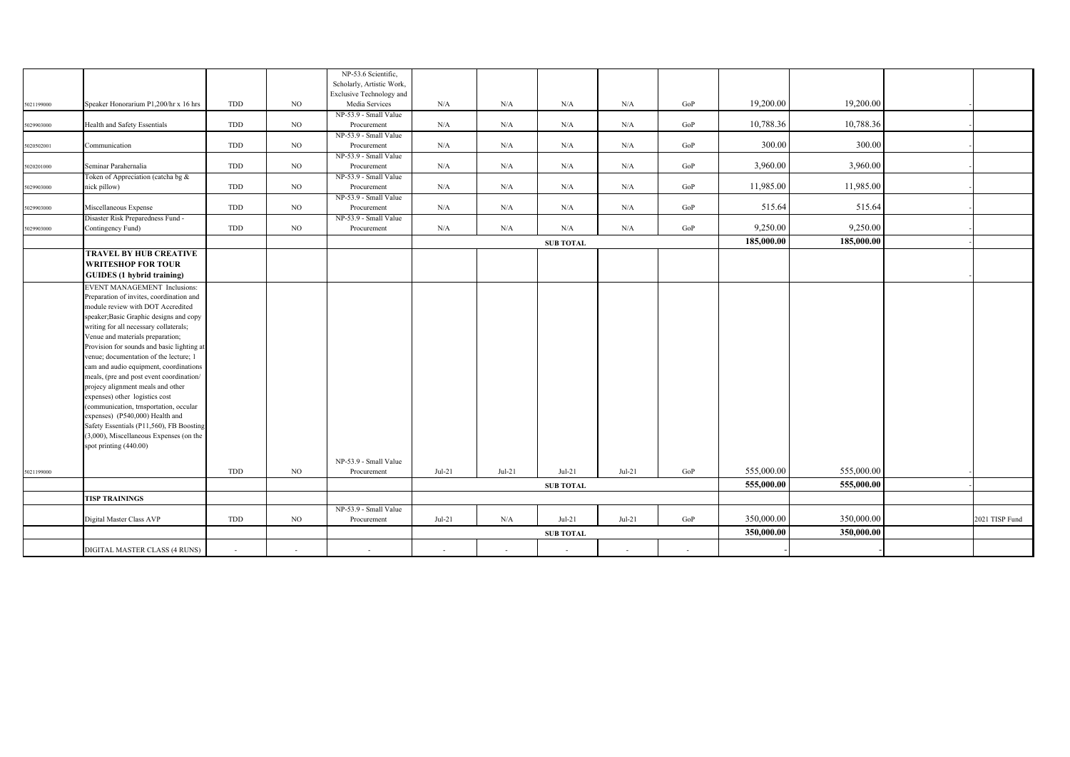| | | | | | | | | | | | | | |
|---|---|---|---|---|---|---|---|---|---|---|---|---|---|
| 5021199000 | Speaker Honorarium P1,200/hr x 16 hrs | TDD | NO | NP-53.6 Scientific, Scholarly, Artistic Work, Exclusive Technology and Media Services | N/A | N/A | N/A | N/A | GoP | 19,200.00 | 19,200.00 | - | |
| 5029903000 | Health and Safety Essentials | TDD | NO | NP-53.9 - Small Value Procurement | N/A | N/A | N/A | N/A | GoP | 10,788.36 | 10,788.36 | - | |
| 5020502001 | Communication | TDD | NO | NP-53.9 - Small Value Procurement | N/A | N/A | N/A | N/A | GoP | 300.00 | 300.00 | - | |
| 5020201000 | Seminar Parahernalia | TDD | NO | NP-53.9 - Small Value Procurement | N/A | N/A | N/A | N/A | GoP | 3,960.00 | 3,960.00 | - | |
| 5029903000 | Token of Appreciation (catcha bg & nick pillow) | TDD | NO | NP-53.9 - Small Value Procurement | N/A | N/A | N/A | N/A | GoP | 11,985.00 | 11,985.00 | - | |
| 5029903000 | Miscellaneous Expense | TDD | NO | NP-53.9 - Small Value Procurement | N/A | N/A | N/A | N/A | GoP | 515.64 | 515.64 | - | |
| 5029903000 | Disaster Risk Preparedness Fund - Contingency Fund) | TDD | NO | NP-53.9 - Small Value Procurement | N/A | N/A | N/A | N/A | GoP | 9,250.00 | 9,250.00 | - | |
| | | | | | | | **SUB TOTAL** | | | **185,000.00** | **185,000.00** | - | |
| | **TRAVEL BY HUB CREATIVE WRITESHOP FOR TOUR GUIDES (1 hybrid training)** | | | | | | | | | | | - | |
| 5021199000 | EVENT MANAGEMENT Inclusions: Preparation of invites, coordination and module review with DOT Accredited speaker;Basic Graphic designs and copy writing for all necessary collaterals; Venue and materials preparation; Provision for sounds and basic lighting at venue; documentation of the lecture; 1 cam and audio equipment, coordinations meals, (pre and post event coordination/ projecy alignment meals and other expenses) other logistics cost (communication, trnsportation, occular expenses) (P540,000) Health and Safety Essentials (P11,560), FB Boosting (3,000), Miscellaneous Expenses (on the spot printing (440.00) | TDD | NO | NP-53.9 - Small Value Procurement | Jul-21 | Jul-21 | Jul-21 | Jul-21 | GoP | 555,000.00 | 555,000.00 | - | |
| | | | | | | | **SUB TOTAL** | | | **555,000.00** | **555,000.00** | - | |
| | **TISP TRAININGS** | | | | | | | | | | | | |
| | Digital Master Class AVP | TDD | NO | NP-53.9 - Small Value Procurement | Jul-21 | N/A | Jul-21 | Jul-21 | GoP | 350,000.00 | 350,000.00 | - | 2021 TISP Fund |
| | | | | | | | **SUB TOTAL** | | | **350,000.00** | **350,000.00** | | |
| | DIGITAL MASTER CLASS (4 RUNS) | - | - | - | - | - | - | - | - | - | - | | |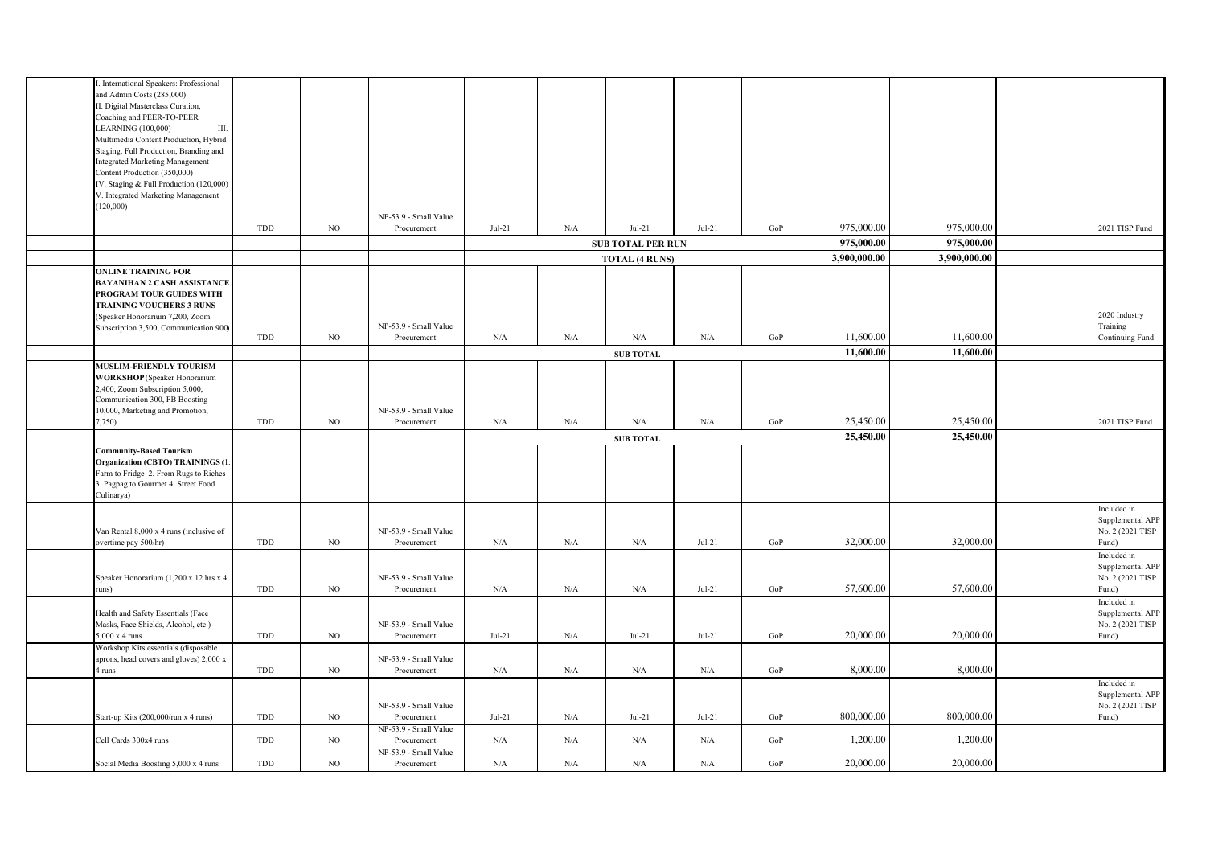| | | | | | | | | | | | | |
|---|---|---|---|---|---|---|---|---|---|---|---|---|
| | I. International Speakers: Professional and Admin Costs (285,000) II. Digital Masterclass Curation, Coaching and PEER-TO-PEER LEARNING (100,000) III. Multimedia Content Production, Hybrid Staging, Full Production, Branding and Integrated Marketing Management Content Production (350,000) IV. Staging & Full Production (120,000) V. Integrated Marketing Management (120,000) | TDD | NO | NP-53.9 - Small Value Procurement | Jul-21 | N/A | Jul-21 | Jul-21 | GoP | 975,000.00 | 975,000.00 | | 2021 TISP Fund |
| | | | | | **SUB TOTAL PER RUN** | | | | | **975,000.00** | **975,000.00** | | |
| | | | | | **TOTAL (4 RUNS)** | | | | | **3,900,000.00** | **3,900,000.00** | | |
| | **ONLINE TRAINING FOR BAYANIHAN 2 CASH ASSISTANCE PROGRAM TOUR GUIDES WITH TRAINING VOUCHERS 3 RUNS** (Speaker Honorarium 7,200, Zoom Subscription 3,500, Communication 900) | TDD | NO | NP-53.9 - Small Value Procurement | N/A | N/A | N/A | N/A | GoP | 11,600.00 | 11,600.00 | | 2020 Industry Training Continuing Fund |
| | | | | | **SUB TOTAL** | | | | | **11,600.00** | **11,600.00** | | |
| | **MUSLIM-FRIENDLY TOURISM WORKSHOP** (Speaker Honorarium 2,400, Zoom Subscription 5,000, Communication 300, FB Boosting 10,000, Marketing and Promotion, 7,750) | TDD | NO | NP-53.9 - Small Value Procurement | N/A | N/A | N/A | N/A | GoP | 25,450.00 | 25,450.00 | | 2021 TISP Fund |
| | | | | | **SUB TOTAL** | | | | | **25,450.00** | **25,450.00** | | |
| | **Community-Based Tourism Organization (CBTO) TRAININGS** (1. Farm to Fridge 2. From Rugs to Riches 3. Pagpag to Gourmet 4. Street Food Culinarya) | | | | | | | | | | | | |
| | Van Rental 8,000 x 4 runs (inclusive of overtime pay 500/hr) | TDD | NO | NP-53.9 - Small Value Procurement | N/A | N/A | N/A | Jul-21 | GoP | 32,000.00 | 32,000.00 | | Included in Supplemental APP No. 2 (2021 TISP Fund) |
| | Speaker Honorarium (1,200 x 12 hrs x 4 runs) | TDD | NO | NP-53.9 - Small Value Procurement | N/A | N/A | N/A | Jul-21 | GoP | 57,600.00 | 57,600.00 | | Included in Supplemental APP No. 2 (2021 TISP Fund) |
| | Health and Safety Essentials (Face Masks, Face Shields, Alcohol, etc.) 5,000 x 4 runs | TDD | NO | NP-53.9 - Small Value Procurement | Jul-21 | N/A | Jul-21 | Jul-21 | GoP | 20,000.00 | 20,000.00 | | Included in Supplemental APP No. 2 (2021 TISP Fund) |
| | Workshop Kits essentials (disposable aprons, head covers and gloves) 2,000 x 4 runs | TDD | NO | NP-53.9 - Small Value Procurement | N/A | N/A | N/A | N/A | GoP | 8,000.00 | 8,000.00 | | |
| | Start-up Kits (200,000/run x 4 runs) | TDD | NO | NP-53.9 - Small Value Procurement | Jul-21 | N/A | Jul-21 | Jul-21 | GoP | 800,000.00 | 800,000.00 | | Included in Supplemental APP No. 2 (2021 TISP Fund) |
| | Cell Cards 300x4 runs | TDD | NO | NP-53.9 - Small Value Procurement | N/A | N/A | N/A | N/A | GoP | 1,200.00 | 1,200.00 | | |
| | Social Media Boosting 5,000 x 4 runs | TDD | NO | NP-53.9 - Small Value Procurement | N/A | N/A | N/A | N/A | GoP | 20,000.00 | 20,000.00 | | |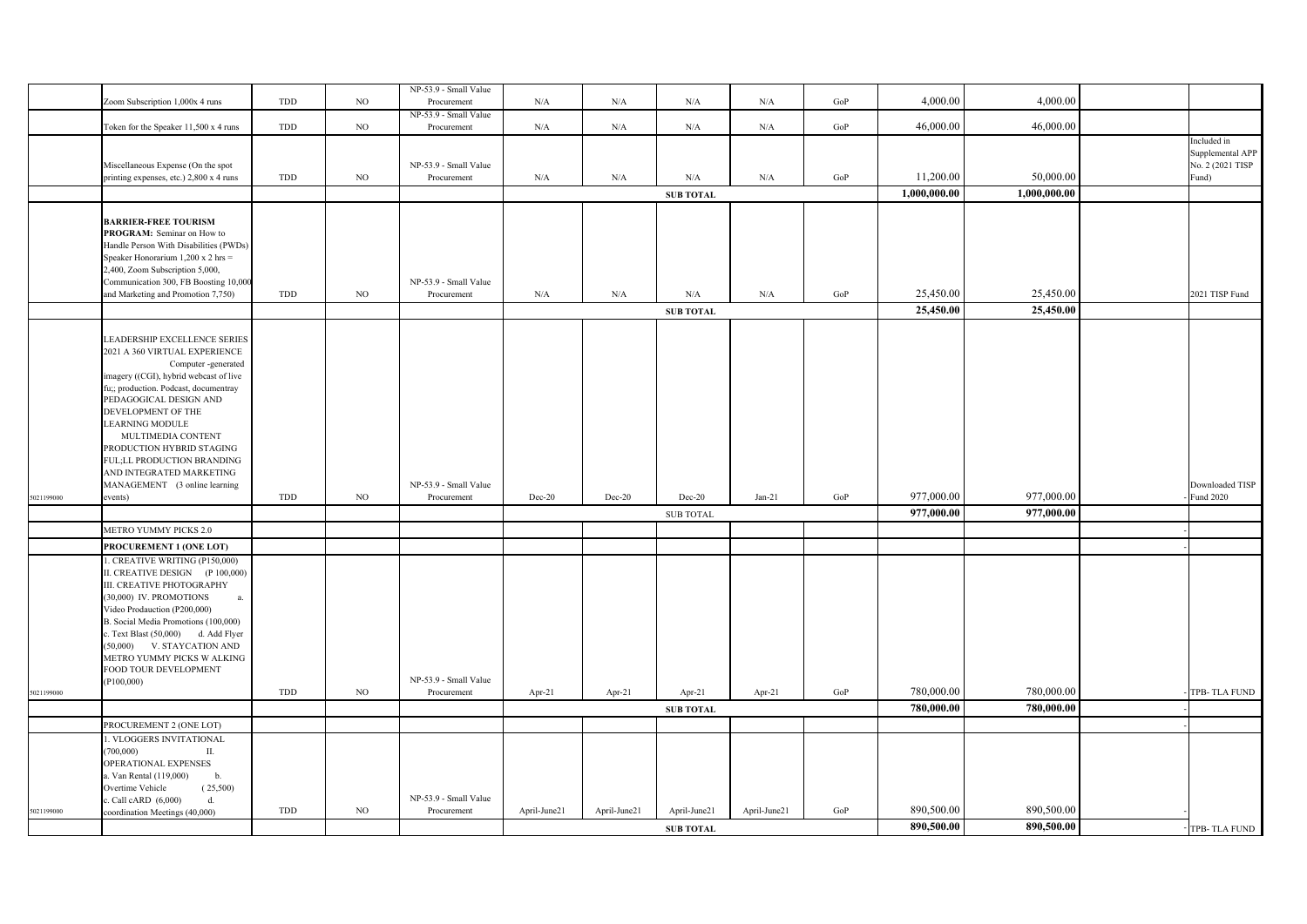| | | | | | | | | | | | | | |
|---|---|---|---|---|---|---|---|---|---|---|---|---|---|
| | Zoom Subscription 1,000x 4 runs | TDD | NO | NP-53.9 - Small Value Procurement | N/A | N/A | N/A | N/A | GoP | 4,000.00 | 4,000.00 | | |
| | Token for the Speaker 11,500 x 4 runs | TDD | NO | NP-53.9 - Small Value Procurement | N/A | N/A | N/A | N/A | GoP | 46,000.00 | 46,000.00 | | |
| | Miscellaneous Expense (On the spot printing expenses, etc.) 2,800 x 4 runs | TDD | NO | NP-53.9 - Small Value Procurement | N/A | N/A | N/A | N/A | GoP | 11,200.00 | 50,000.00 | | Included in Supplemental APP No. 2 (2021 TISP Fund) |
| | | | | | | | **SUB TOTAL** | | | **1,000,000.00** | **1,000,000.00** | | |
| | **BARRIER-FREE TOURISM PROGRAM:** Seminar on How to Handle Person With Disabilities (PWDs) Speaker Honorarium 1,200 x 2 hrs = 2,400, Zoom Subscription 5,000, Communication 300, FB Boosting 10,000 and Marketing and Promotion 7,750) | TDD | NO | NP-53.9 - Small Value Procurement | N/A | N/A | N/A | N/A | GoP | 25,450.00 | 25,450.00 | | 2021 TISP Fund |
| | | | | | | | **SUB TOTAL** | | | **25,450.00** | **25,450.00** | | |
| 5021199000 | LEADERSHIP EXCELLENCE SERIES 2021 A 360 VIRTUAL EXPERIENCE Computer -generated imagery ((CGI), hybrid webcast of live fu;; production. Podcast, documentray PEDAGOGICAL DESIGN AND DEVELOPMENT OF THE LEARNING MODULE MULTIMEDIA CONTENT PRODUCTION HYBRID STAGING FUL;LL PRODUCTION BRANDING AND INTEGRATED MARKETING MANAGEMENT (3 online learning events) | TDD | NO | NP-53.9 - Small Value Procurement | Dec-20 | Dec-20 | Dec-20 | Jan-21 | GoP | 977,000.00 | 977,000.00 | - | Downloaded TISP Fund 2020 |
| | | | | | | | SUB TOTAL | | | **977,000.00** | **977,000.00** | | |
| | METRO YUMMY PICKS 2.0 | | | | | | | | | | | - | |
| | **PROCUREMENT 1 (ONE LOT)** | | | | | | | | | | | - | |
| 5021199000 | I. CREATIVE WRITING (P150,000) II. CREATIVE DESIGN (P 100,000) III. CREATIVE PHOTOGRAPHY (30,000) IV. PROMOTIONS a. Video Prodauction (P200,000) B. Social Media Promotions (100,000) c. Text Blast (50,000) d. Add Flyer (50,000) V. STAYCATION AND METRO YUMMY PICKS W ALKING FOOD TOUR DEVELOPMENT (P100,000) | TDD | NO | NP-53.9 - Small Value Procurement | Apr-21 | Apr-21 | Apr-21 | Apr-21 | GoP | 780,000.00 | 780,000.00 | - | TPB- TLA FUND |
| | | | | | | | **SUB TOTAL** | | | **780,000.00** | **780,000.00** | - | |
| | PROCUREMENT 2 (ONE LOT) | | | | | | | | | | | - | |
| 5021199000 | I. VLOGGERS INVITATIONAL (700,000) II. OPERATIONAL EXPENSES a. Van Rental (119,000) b. Overtime Vehicle (25,500) c. Call cARD (6,000) d. coordination Meetings (40,000) | TDD | NO | NP-53.9 - Small Value Procurement | April-June21 | April-June21 | April-June21 | April-June21 | GoP | 890,500.00 | 890,500.00 | - | |
| | | | | | | | **SUB TOTAL** | | | **890,500.00** | **890,500.00** | - | TPB- TLA FUND |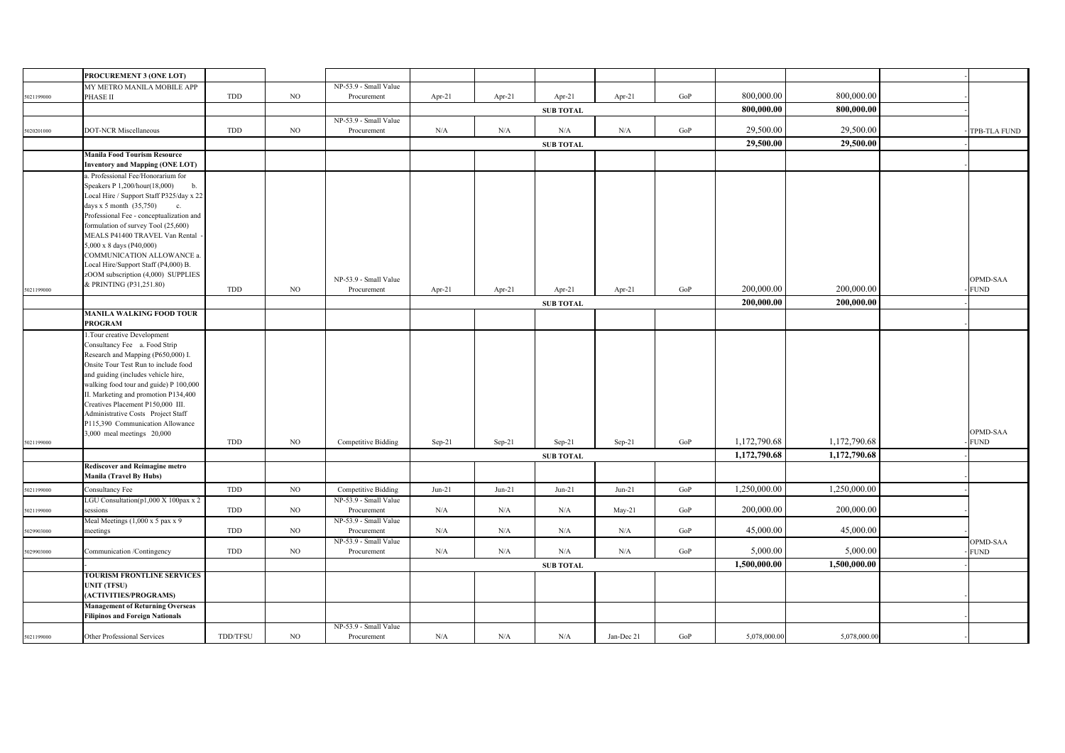| | | | | | | | | | | | | | |
|---|---|---|---|---|---|---|---|---|---|---|---|---|---|
| | **PROCUREMENT 3 (ONE LOT)** | | | | | | | | | | | | - |
| 5021199000 | MY METRO MANILA MOBILE APP PHASE II | TDD | NO | NP-53.9 - Small Value Procurement | Apr-21 | Apr-21 | Apr-21 | Apr-21 | GoP | 800,000.00 | 800,000.00 | | - |
| | | | | | | | **SUB TOTAL** | | | **800,000.00** | **800,000.00** | | - |
| 5020201000 | DOT-NCR Miscellaneous | TDD | NO | NP-53.9 - Small Value Procurement | N/A | N/A | N/A | N/A | GoP | 29,500.00 | 29,500.00 | | - TPB-TLA FUND |
| | | | | | | | **SUB TOTAL** | | | **29,500.00** | **29,500.00** | | - |
| | **Manila Food Tourism Resource Inventory and Mapping (ONE LOT)** | | | | | | | | | | | | - |
| 5021199000 | a. Professional Fee/Honorarium for Speakers P 1,200/hour(18,000) b. Local Hire / Support Staff P325/day x 22 days x 5 month (35,750) c. Professional Fee - conceptualization and formulation of survey Tool (25,600) MEALS P41400 TRAVEL Van Rental - 5,000 x 8 days (P40,000) COMMUNICATION ALLOWANCE a. Local Hire/Support Staff (P4,000) B. zOOM subscription (4,000) SUPPLIES & PRINTING (P31,251.80) | TDD | NO | NP-53.9 - Small Value Procurement | Apr-21 | Apr-21 | Apr-21 | Apr-21 | GoP | 200,000.00 | 200,000.00 | | - OPMD-SAA FUND |
| | | | | | | | **SUB TOTAL** | | | **200,000.00** | **200,000.00** | | - |
| | **MANILA WALKING FOOD TOUR PROGRAM** | | | | | | | | | | | | - |
| 5021199000 | 1.Tour creative Development Consultancy Fee a. Food Strip Research and Mapping (P650,000) I. Onsite Tour Test Run to include food and guiding (includes vehicle hire, walking food tour and guide) P 100,000 II. Marketing and promotion P134,400 Creatives Placement P150,000 III. Administrative Costs Project Staff P115,390 Communication Allowance 3,000 meal meetings 20,000 | TDD | NO | Competitive Bidding | Sep-21 | Sep-21 | Sep-21 | Sep-21 | GoP | 1,172,790.68 | 1,172,790.68 | | - OPMD-SAA FUND |
| | | | | | | | **SUB TOTAL** | | | **1,172,790.68** | **1,172,790.68** | | - |
| | **Rediscover and Reimagine metro Manila (Travel By Hubs)** | | | | | | | | | | | | - |
| 5021199000 | Consultancy Fee | TDD | NO | Competitive Bidding | Jun-21 | Jun-21 | Jun-21 | Jun-21 | GoP | 1,250,000.00 | 1,250,000.00 | | - |
| 5021199000 | LGU Consultation(p1,000 X 100pax x 2 sessions | TDD | NO | NP-53.9 - Small Value Procurement | N/A | N/A | N/A | May-21 | GoP | 200,000.00 | 200,000.00 | | - |
| 5029903000 | Meal Meetings (1,000 x 5 pax x 9 meetings | TDD | NO | NP-53.9 - Small Value Procurement | N/A | N/A | N/A | N/A | GoP | 45,000.00 | 45,000.00 | | - |
| 5029903000 | Communication /Contingency | TDD | NO | NP-53.9 - Small Value Procurement | N/A | N/A | N/A | N/A | GoP | 5,000.00 | 5,000.00 | | - OPMD-SAA FUND |
| | - | | | | | | **SUB TOTAL** | | | **1,500,000.00** | **1,500,000.00** | | - |
| | **TOURISM FRONTLINE SERVICES UNIT (TFSU) (ACTIVITIES/PROGRAMS)** | | | | | | | | | | | | - |
| | **Management of Returning Overseas Filipinos and Foreign Nationals** | | | | | | | | | | | | - |
| 5021199000 | Other Professional Services | TDD/TFSU | NO | NP-53.9 - Small Value Procurement | N/A | N/A | N/A | Jan-Dec 21 | GoP | 5,078,000.00 | 5,078,000.00 | | - |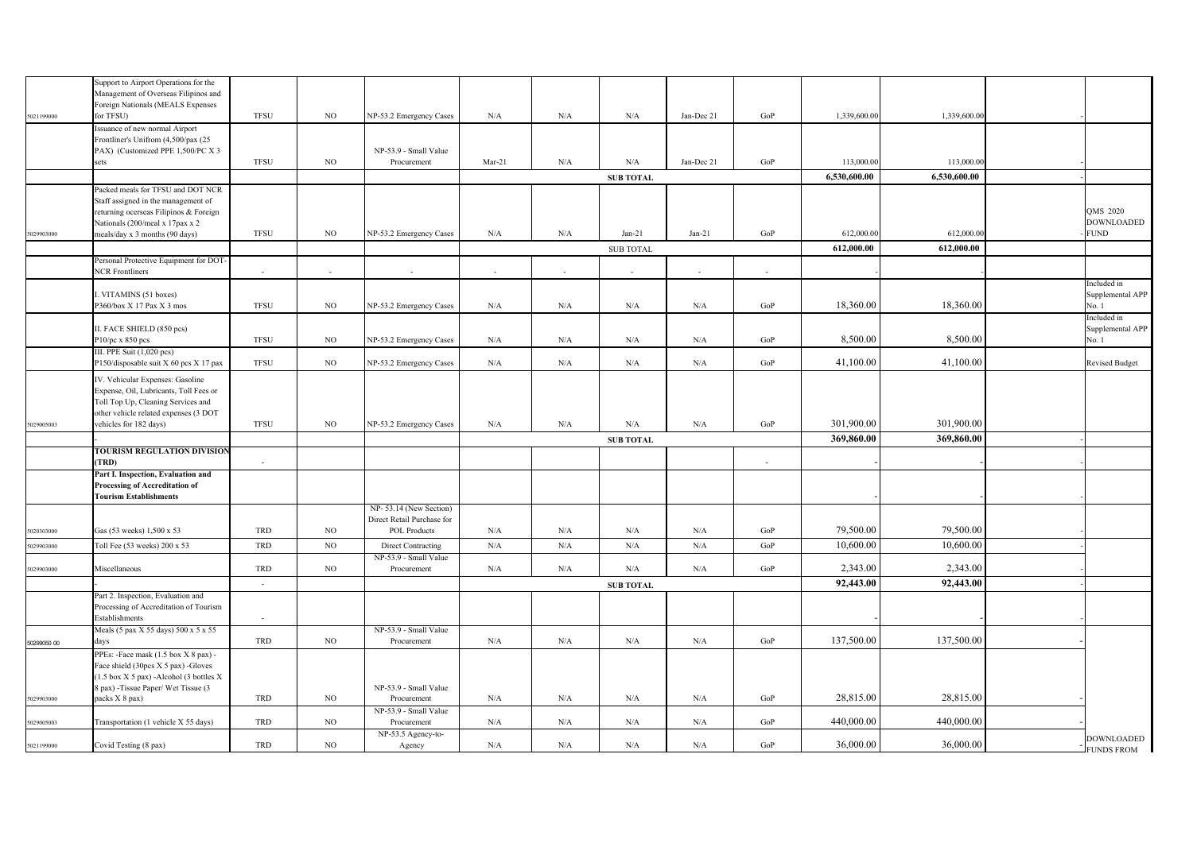| | | | | | | | | | | | | | |
|---|---|---|---|---|---|---|---|---|---|---|---|---|---|
| 5021199000 | Support to Airport Operations for the Management of Overseas Filipinos and Foreign Nationals (MEALS Expenses for TFSU) | TFSU | NO | NP-53.2 Emergency Cases | N/A | N/A | N/A | Jan-Dec 21 | GoP | 1,339,600.00 | 1,339,600.00 | - | |
| | Issuance of new normal Airport Frontliner's Unifrom (4,500/pax (25 PAX) (Customized PPE 1,500/PC X 3 sets | TFSU | NO | NP-53.9 - Small Value Procurement | Mar-21 | N/A | N/A | Jan-Dec 21 | GoP | 113,000.00 | 113,000.00 | - | |
| | | | | | | | SUB TOTAL | | | 6,530,600.00 | 6,530,600.00 | - | |
| 5029903000 | Packed meals for TFSU and DOT NCR Staff assigned in the management of returning ocerseas Filipinos & Foreign Nationals (200/meal x 17pax x 2 meals/day x 3 months (90 days) | TFSU | NO | NP-53.2 Emergency Cases | N/A | N/A | Jan-21 | Jan-21 | GoP | 612,000.00 | 612,000.00 | - | QMS 2020 DOWNLOADED FUND |
| | | | | | | | SUB TOTAL | | | 612,000.00 | 612,000.00 | | |
| | Personal Protective Equipment for DOT-NCR Frontliners | - | - | - | - | - | - | - | - | - | - | | |
| | I. VITAMINS (51 boxes) P360/box X 17 Pax X 3 mos | TFSU | NO | NP-53.2 Emergency Cases | N/A | N/A | N/A | N/A | GoP | 18,360.00 | 18,360.00 | | Included in Supplemental APP No. 1 |
| | II. FACE SHIELD (850 pcs) P10/pc x 850 pcs | TFSU | NO | NP-53.2 Emergency Cases | N/A | N/A | N/A | N/A | GoP | 8,500.00 | 8,500.00 | | Included in Supplemental APP No. 1 |
| | III. PPE Suit (1,020 pcs) P150/disposable suit X 60 pcs X 17 pax | TFSU | NO | NP-53.2 Emergency Cases | N/A | N/A | N/A | N/A | GoP | 41,100.00 | 41,100.00 | | Revised Budget |
| 5029005003 | IV. Vehicular Expenses: Gasoline Expense, Oil, Lubricants, Toll Fees or Toll Top Up, Cleaning Services and other vehicle related expenses (3 DOT vehicles for 182 days) | TFSU | NO | NP-53.2 Emergency Cases | N/A | N/A | N/A | N/A | GoP | 301,900.00 | 301,900.00 | | |
| | - | | | | | | SUB TOTAL | | | 369,860.00 | 369,860.00 | - | |
| | **TOURISM REGULATION DIVISION (TRD)** | - | | | | | | | - | - | - | - | |
| | **Part I. Inspection, Evaluation and Processing of Accreditation of Tourism Establishments** | | | | | | | | | - | - | - | |
| 5020303000 | Gas (53 weeks) 1,500 x 53 | TRD | NO | NP- 53.14 (New Section) Direct Retail Purchase for POL Products | N/A | N/A | N/A | N/A | GoP | 79,500.00 | 79,500.00 | - | |
| 5029903000 | Toll Fee (53 weeks) 200 x 53 | TRD | NO | Direct Contracting | N/A | N/A | N/A | N/A | GoP | 10,600.00 | 10,600.00 | - | |
| 5029903000 | Miscellaneous | TRD | NO | NP-53.9 - Small Value Procurement | N/A | N/A | N/A | N/A | GoP | 2,343.00 | 2,343.00 | - | |
| | - | - | | | | | SUB TOTAL | | | 92,443.00 | 92,443.00 | - | |
| | Part 2. Inspection, Evaluation and Processing of Accreditation of Tourism Establishments | - | | | | | | | | - | - | - | |
| 50299050 00 | Meals (5 pax X 55 days) 500 x 5 x 55 days | TRD | NO | NP-53.9 - Small Value Procurement | N/A | N/A | N/A | N/A | GoP | 137,500.00 | 137,500.00 | - | |
| 5029903000 | PPEs: -Face mask (1.5 box X 8 pax) -Face shield (30pcs X 5 pax) -Gloves (1.5 box X 5 pax) -Alcohol (3 bottles X 8 pax) -Tissue Paper/ Wet Tissue (3 packs X 8 pax) | TRD | NO | NP-53.9 - Small Value Procurement | N/A | N/A | N/A | N/A | GoP | 28,815.00 | 28,815.00 | - | |
| 5029005003 | Transportation (1 vehicle X 55 days) | TRD | NO | NP-53.9 - Small Value Procurement | N/A | N/A | N/A | N/A | GoP | 440,000.00 | 440,000.00 | - | |
| 5021199000 | Covid Testing (8 pax) | TRD | NO | NP-53.5 Agency-to-Agency | N/A | N/A | N/A | N/A | GoP | 36,000.00 | 36,000.00 | - | DOWNLOADED FUNDS FROM |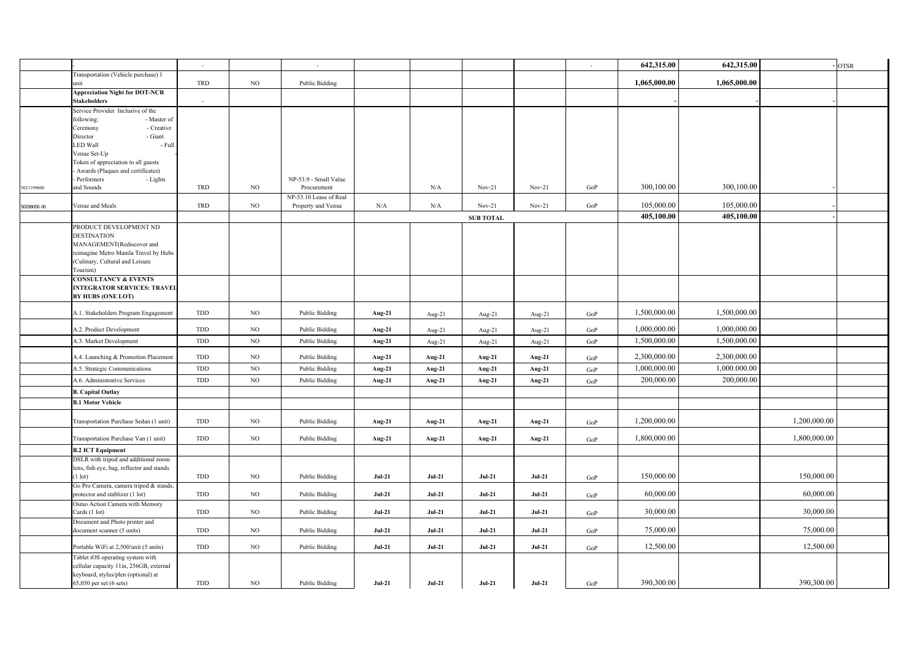| | | | | | | | | | | | | | |
|---|---|---|---|---|---|---|---|---|---|---|---|---|---|
| | - | - | | - | | | | | - | 642,315.00 | 642,315.00 | - | OTSR |
| | Transportation (Vehicle purchase) 1 unit | TRD | NO | Public Bidding | | | | | | 1,065,000.00 | 1,065,000.00 | | |
| | **Appreciation Night for DOT-NCR Stakeholders** | - | | | | | | | | - | - | - | |
| 5021199000 | Service Provider Inclusive of the following: - Master of Ceremony - Creative Director - Giant LED Wall - Full Venue Set-Up Token of appreciation to all guests - Awards (Plaques and certificates) - Performers - Lights and Sounds | TRD | NO | NP-53.9 - Small Value Procurement | | N/A | Nov-21 | Nov-21 | GoP | 300,100.00 | 300,100.00 | - | |
| 50299050 00 | Venue and Meals | TRD | NO | NP-53.10 Lease of Real Property and Venue | N/A | N/A | Nov-21 | Nov-21 | GoP | 105,000.00 | 105,000.00 | - | |
| | | | | | | | **SUB TOTAL** | | | **405,100.00** | **405,100.00** | - | |
| | PRODUCT DEVELOPMENT ND DESTINATION MANAGEMENT(Rediscover and reimagine Metro Manila Travel by Hubs (Culinary, Cultural and Leisure Tourism) | | | | | | | | | | | | |
| | **CONSULTANCY & EVENTS INTEGRATOR SERVICES: TRAVEL BY HUBS (ONE LOT)** | | | | | | | | | | | | |
| | A.1. Stakeholders Program Engagement | TDD | NO | Public Bidding | **Aug-21** | Aug-21 | Aug-21 | Aug-21 | GoP | 1,500,000.00 | 1,500,000.00 | | |
| | A.2. Product Development | TDD | NO | Public Bidding | **Aug-21** | Aug-21 | Aug-21 | Aug-21 | GoP | 1,000,000.00 | 1,000,000.00 | | |
| | A.3. Market Development | TDD | NO | Public Bidding | **Aug-21** | Aug-21 | Aug-21 | Aug-21 | GoP | 1,500,000.00 | 1,500,000.00 | | |
| | A.4. Launching & Promotion Placement | TDD | NO | Public Bidding | **Aug-21** | **Aug-21** | **Aug-21** | **Aug-21** | GoP | 2,300,000.00 | 2,300,000.00 | | |
| | A.5. Strategic Communications | TDD | NO | Public Bidding | **Aug-21** | **Aug-21** | **Aug-21** | **Aug-21** | GoP | 1,000,000.00 | 1,000,000.00 | | |
| | A.6. Administrative Services | TDD | NO | Public Bidding | **Aug-21** | **Aug-21** | **Aug-21** | **Aug-21** | GoP | 200,000.00 | 200,000.00 | | |
| | **B. Capital Outlay** | | | | | | | | | | | | |
| | **B.1 Motor Vehicle** | | | | | | | | | | | | |
| | Transportation Purchase Sedan (1 unit) | TDD | NO | Public Bidding | **Aug-21** | **Aug-21** | **Aug-21** | **Aug-21** | GoP | 1,200,000.00 | | 1,200,000.00 | |
| | Transportation Purchase Van (1 unit) | TDD | NO | Public Bidding | **Aug-21** | **Aug-21** | **Aug-21** | **Aug-21** | GoP | 1,800,000.00 | | 1,800,000.00 | |
| | **B.2 ICT Equipment** | | | | | | | | | | | | |
| | DSLR with tripod and additional zoom lens, fish eye, bag, reflector and stands (1 lot) | TDD | NO | Public Bidding | **Jul-21** | **Jul-21** | **Jul-21** | **Jul-21** | GoP | 150,000.00 | | 150,000.00 | |
| | Go Pro Camera, camera tripod & stands, protector and stablizer (1 lot) | TDD | NO | Public Bidding | **Jul-21** | **Jul-21** | **Jul-21** | **Jul-21** | GoP | 60,000.00 | | 60,000.00 | |
| | Osmo Action Camera with Memory Cards (1 lot) | TDD | NO | Public Bidding | **Jul-21** | **Jul-21** | **Jul-21** | **Jul-21** | GoP | 30,000.00 | | 30,000.00 | |
| | Document and Photo printer and document scanner (5 units) | TDD | NO | Public Bidding | **Jul-21** | **Jul-21** | **Jul-21** | **Jul-21** | GoP | 75,000.00 | | 75,000.00 | |
| | Portable WiFi at 2,500/unit (5 units) | TDD | NO | Public Bidding | **Jul-21** | **Jul-21** | **Jul-21** | **Jul-21** | GoP | 12,500.00 | | 12,500.00 | |
| | Tablet iOS operating system with cellular capacity 11in, 256GB, external keyboard, stylus/plen (optional) at 65,050 per set (6 sets) | TDD | NO | Public Bidding | **Jul-21** | **Jul-21** | **Jul-21** | **Jul-21** | GoP | 390,300.00 | | 390,300.00 | |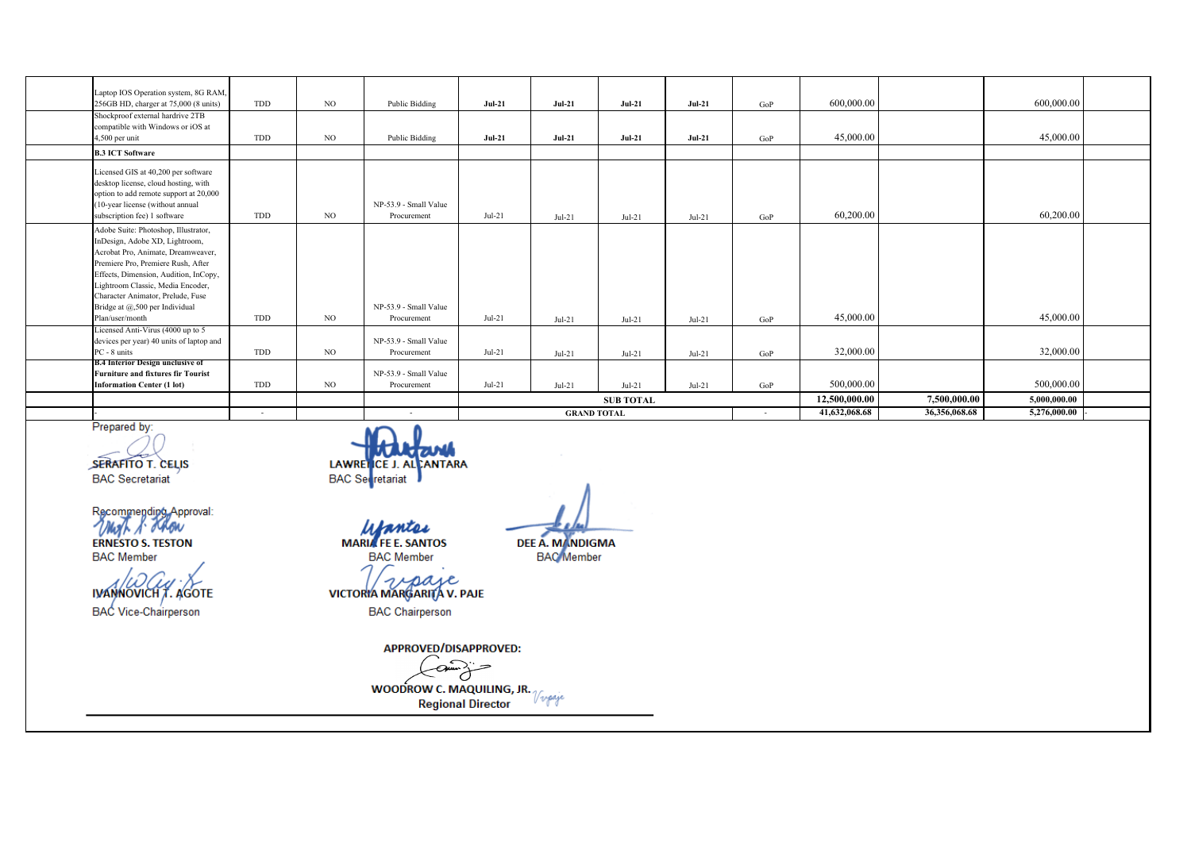| | | | | | | | | | | | | | |
|---|---|---|---|---|---|---|---|---|---|---|---|---|---|
| | Laptop IOS Operation system, 8G RAM, 256GB HD, charger at 75,000 (8 units) | TDD | NO | Public Bidding | **Jul-21** | **Jul-21** | **Jul-21** | **Jul-21** | GoP | 600,000.00 | | 600,000.00 | |
| | Shockproof external hardrive 2TB compatible with Windows or iOS at 4,500 per unit | TDD | NO | Public Bidding | **Jul-21** | **Jul-21** | **Jul-21** | **Jul-21** | GoP | 45,000.00 | | 45,000.00 | |
| | **B.3 ICT Software** | | | | | | | | | | | | |
| | Licensed GIS at 40,200 per software desktop license, cloud hosting, with option to add remote support at 20,000 (10-year license (without annual subscription fee) 1 software | TDD | NO | NP-53.9 - Small Value Procurement | Jul-21 | Jul-21 | Jul-21 | Jul-21 | GoP | 60,200.00 | | 60,200.00 | |
| | Adobe Suite: Photoshop, Illustrator, InDesign, Adobe XD, Lightroom, Acrobat Pro, Animate, Dreamweaver, Premiere Pro, Premiere Rush, After Effects, Dimension, Audition, InCopy, Lightroom Classic, Media Encoder, Character Animator, Prelude, Fuse Bridge at @,500 per Individual Plan/user/month | TDD | NO | NP-53.9 - Small Value Procurement | Jul-21 | Jul-21 | Jul-21 | Jul-21 | GoP | 45,000.00 | | 45,000.00 | |
| | Licensed Anti-Virus (4000 up to 5 devices per year) 40 units of laptop and PC - 8 units | TDD | NO | NP-53.9 - Small Value Procurement | Jul-21 | Jul-21 | Jul-21 | Jul-21 | GoP | 32,000.00 | | 32,000.00 | |
| | **B.4 Interior Design unclusive of Furniture and fixtures fir Tourist Information Center (1 lot)** | TDD | NO | NP-53.9 - Small Value Procurement | Jul-21 | Jul-21 | Jul-21 | Jul-21 | GoP | 500,000.00 | | 500,000.00 | |
| | | | | | | | **SUB TOTAL** | | | **12,500,000.00** | **7,500,000.00** | **5,000,000.00** | |
| | - | - | | - | | | **GRAND TOTAL** | | - | **41,632,068.68** | **36,356,068.68** | **5,276,000.00** | - |

Prepared by:

**SERAFITO T. CELIS**
BAC Secretariat

**LAWRENCE J. ALCANTARA**
BAC Secretariat

Recommending Approval:

**ERNESTO S. TESTON**
BAC Member

**MARIA FE E. SANTOS**
BAC Member

**DEE A. MANDIGMA**
BAC Member

**IVANNOVICH T. AGOTE**
BAC Vice-Chairperson

**VICTORIA MARGARITA V. PAJE**
BAC Chairperson

**APPROVED/DISAPPROVED:**

**WOODROW C. MAQUILING, JR.**
**Regional Director**